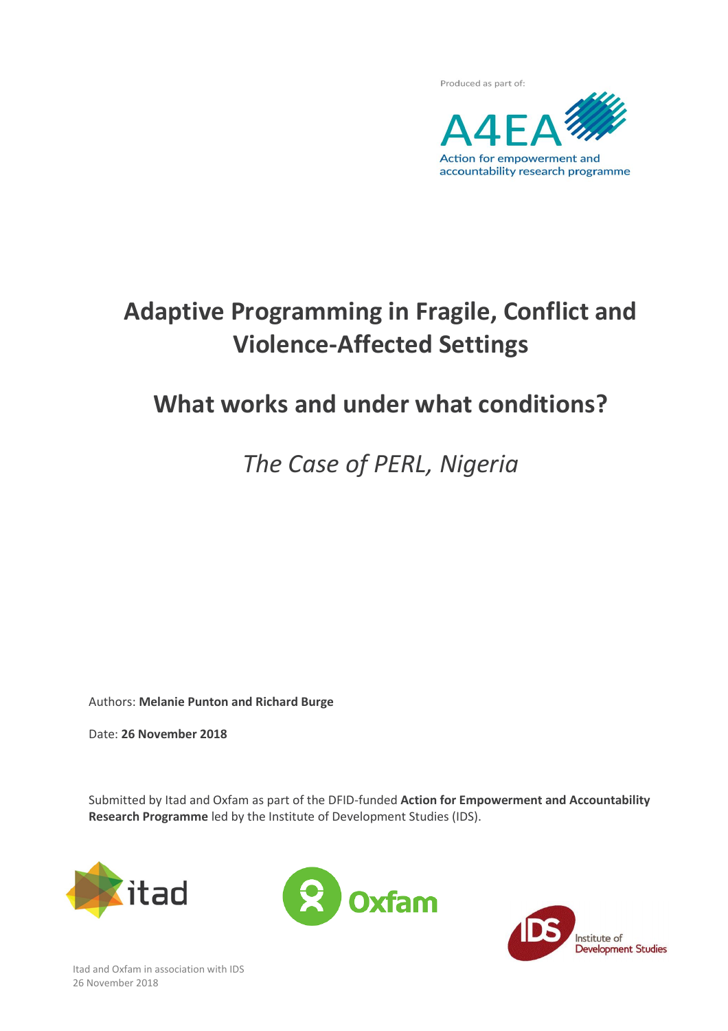Produced as part of:

A4EA

Action for empowerment and accountability research programme

# Adaptive Programming in Fragile, Conflict and Violence-Affected Settings

## What works and under what conditions?

*The Case of PERL, Nigeria*

Authors: **Melanie Punton and Richard Burge**

Date: **26 November 2018**

Submitted by Itad and Oxfam as part of the DFID-funded **Action for Empowerment and Accountability Research Programme** led by the Institute of Development Studies (IDS).

itad

Oxfam

IDS Institute of Development Studies

Itad and Oxfam in association with IDS
26 November 2018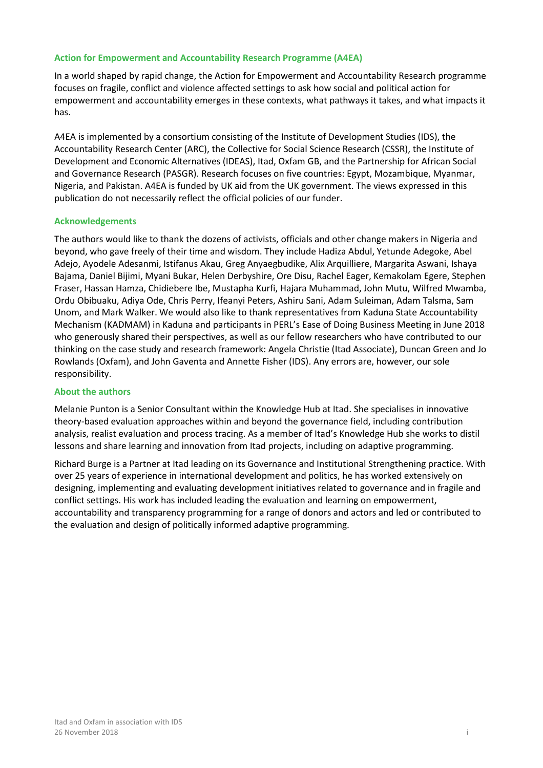## Action for Empowerment and Accountability Research Programme (A4EA)

In a world shaped by rapid change, the Action for Empowerment and Accountability Research programme focuses on fragile, conflict and violence affected settings to ask how social and political action for empowerment and accountability emerges in these contexts, what pathways it takes, and what impacts it has.

A4EA is implemented by a consortium consisting of the Institute of Development Studies (IDS), the Accountability Research Center (ARC), the Collective for Social Science Research (CSSR), the Institute of Development and Economic Alternatives (IDEAS), Itad, Oxfam GB, and the Partnership for African Social and Governance Research (PASGR). Research focuses on five countries: Egypt, Mozambique, Myanmar, Nigeria, and Pakistan. A4EA is funded by UK aid from the UK government. The views expressed in this publication do not necessarily reflect the official policies of our funder.

## Acknowledgements

The authors would like to thank the dozens of activists, officials and other change makers in Nigeria and beyond, who gave freely of their time and wisdom. They include Hadiza Abdul, Yetunde Adegoke, Abel Adejo, Ayodele Adesanmi, Istifanus Akau, Greg Anyaegbudike, Alix Arquilliere, Margarita Aswani, Ishaya Bajama, Daniel Bijimi, Myani Bukar, Helen Derbyshire, Ore Disu, Rachel Eager, Kemakolam Egere, Stephen Fraser, Hassan Hamza, Chidiebere Ibe, Mustapha Kurfi, Hajara Muhammad, John Mutu, Wilfred Mwamba, Ordu Obibuaku, Adiya Ode, Chris Perry, Ifeanyi Peters, Ashiru Sani, Adam Suleiman, Adam Talsma, Sam Unom, and Mark Walker. We would also like to thank representatives from Kaduna State Accountability Mechanism (KADMAM) in Kaduna and participants in PERL's Ease of Doing Business Meeting in June 2018 who generously shared their perspectives, as well as our fellow researchers who have contributed to our thinking on the case study and research framework: Angela Christie (Itad Associate), Duncan Green and Jo Rowlands (Oxfam), and John Gaventa and Annette Fisher (IDS). Any errors are, however, our sole responsibility.

## About the authors

Melanie Punton is a Senior Consultant within the Knowledge Hub at Itad. She specialises in innovative theory-based evaluation approaches within and beyond the governance field, including contribution analysis, realist evaluation and process tracing. As a member of Itad's Knowledge Hub she works to distil lessons and share learning and innovation from Itad projects, including on adaptive programming.

Richard Burge is a Partner at Itad leading on its Governance and Institutional Strengthening practice. With over 25 years of experience in international development and politics, he has worked extensively on designing, implementing and evaluating development initiatives related to governance and in fragile and conflict settings. His work has included leading the evaluation and learning on empowerment, accountability and transparency programming for a range of donors and actors and led or contributed to the evaluation and design of politically informed adaptive programming.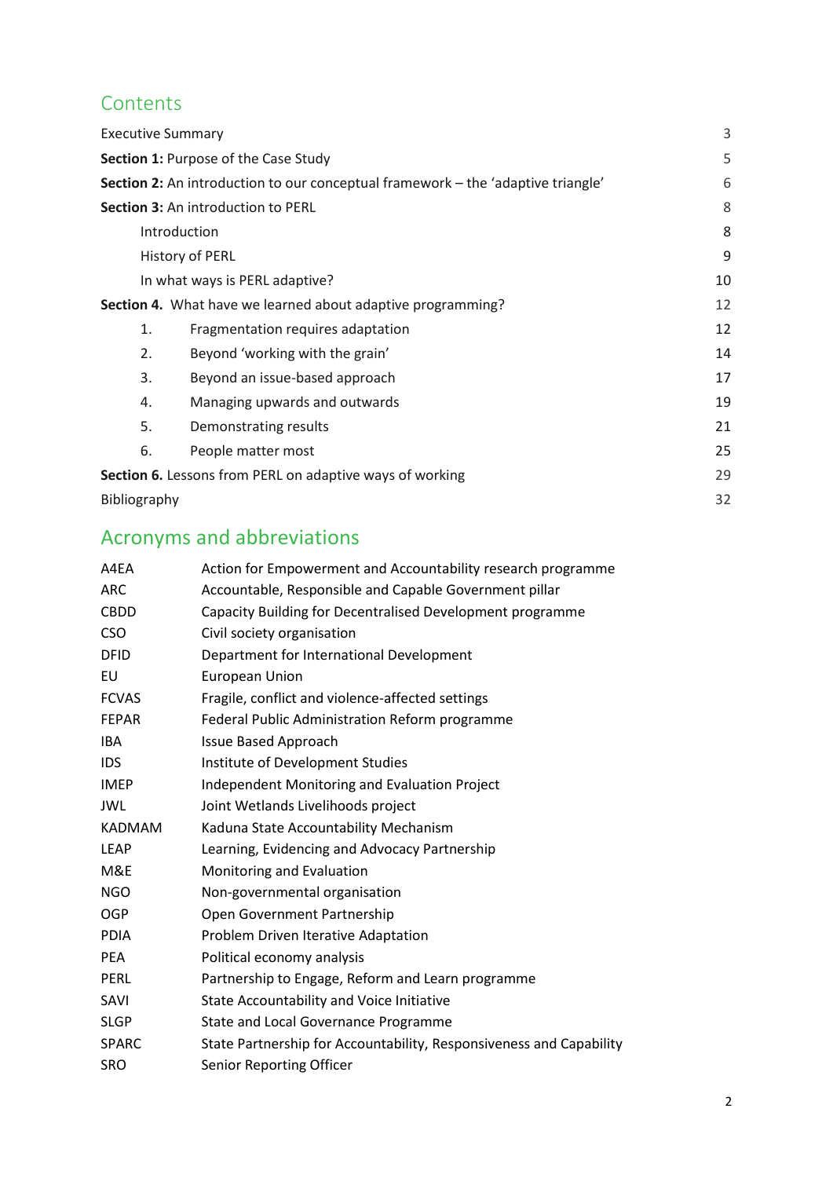## Contents

| | |
|---|---|
| Executive Summary | 3 |
| **Section 1:** Purpose of the Case Study | 5 |
| **Section 2:** An introduction to our conceptual framework – the 'adaptive triangle' | 6 |
| **Section 3:** An introduction to PERL | 8 |
| Introduction | 8 |
| History of PERL | 9 |
| In what ways is PERL adaptive? | 10 |
| **Section 4.** What have we learned about adaptive programming? | 12 |
| 1. Fragmentation requires adaptation | 12 |
| 2. Beyond 'working with the grain' | 14 |
| 3. Beyond an issue-based approach | 17 |
| 4. Managing upwards and outwards | 19 |
| 5. Demonstrating results | 21 |
| 6. People matter most | 25 |
| **Section 6.** Lessons from PERL on adaptive ways of working | 29 |
| Bibliography | 32 |

## Acronyms and abbreviations

| | |
|---|---|
| A4EA | Action for Empowerment and Accountability research programme |
| ARC | Accountable, Responsible and Capable Government pillar |
| CBDD | Capacity Building for Decentralised Development programme |
| CSO | Civil society organisation |
| DFID | Department for International Development |
| EU | European Union |
| FCVAS | Fragile, conflict and violence-affected settings |
| FEPAR | Federal Public Administration Reform programme |
| IBA | Issue Based Approach |
| IDS | Institute of Development Studies |
| IMEP | Independent Monitoring and Evaluation Project |
| JWL | Joint Wetlands Livelihoods project |
| KADMAM | Kaduna State Accountability Mechanism |
| LEAP | Learning, Evidencing and Advocacy Partnership |
| M&E | Monitoring and Evaluation |
| NGO | Non-governmental organisation |
| OGP | Open Government Partnership |
| PDIA | Problem Driven Iterative Adaptation |
| PEA | Political economy analysis |
| PERL | Partnership to Engage, Reform and Learn programme |
| SAVI | State Accountability and Voice Initiative |
| SLGP | State and Local Governance Programme |
| SPARC | State Partnership for Accountability, Responsiveness and Capability |
| SRO | Senior Reporting Officer |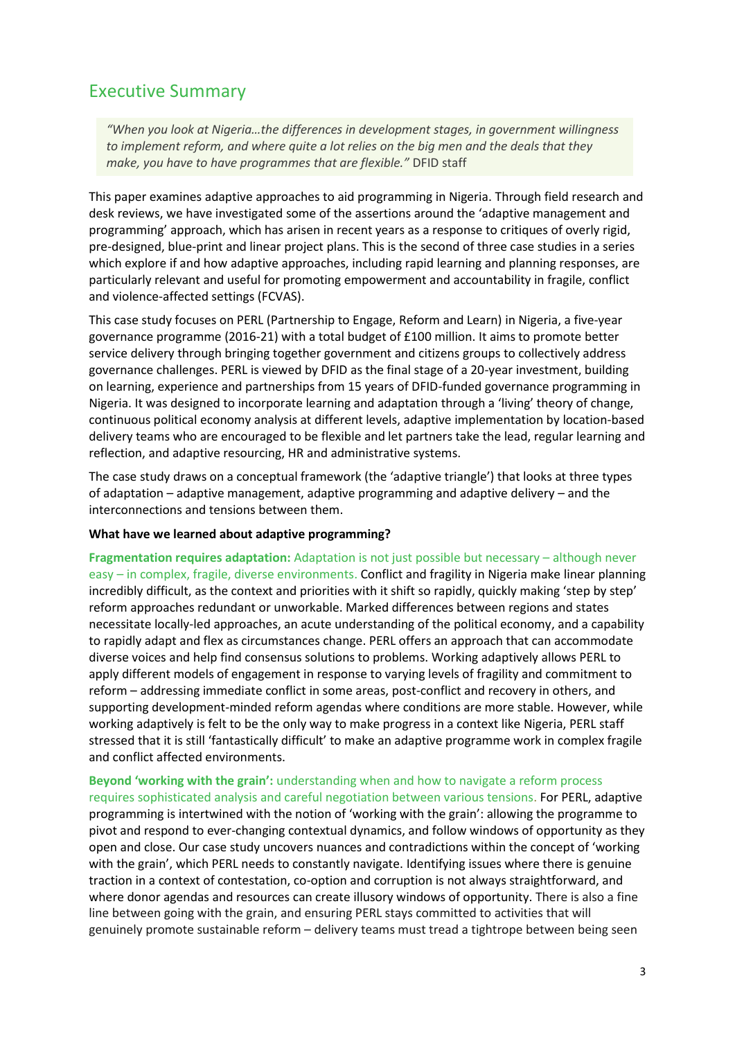## Executive Summary

> *"When you look at Nigeria…the differences in development stages, in government willingness to implement reform, and where quite a lot relies on the big men and the deals that they make, you have to have programmes that are flexible."* DFID staff

This paper examines adaptive approaches to aid programming in Nigeria. Through field research and desk reviews, we have investigated some of the assertions around the 'adaptive management and programming' approach, which has arisen in recent years as a response to critiques of overly rigid, pre-designed, blue-print and linear project plans. This is the second of three case studies in a series which explore if and how adaptive approaches, including rapid learning and planning responses, are particularly relevant and useful for promoting empowerment and accountability in fragile, conflict and violence-affected settings (FCVAS).

This case study focuses on PERL (Partnership to Engage, Reform and Learn) in Nigeria, a five-year governance programme (2016-21) with a total budget of £100 million. It aims to promote better service delivery through bringing together government and citizens groups to collectively address governance challenges. PERL is viewed by DFID as the final stage of a 20-year investment, building on learning, experience and partnerships from 15 years of DFID-funded governance programming in Nigeria. It was designed to incorporate learning and adaptation through a 'living' theory of change, continuous political economy analysis at different levels, adaptive implementation by location-based delivery teams who are encouraged to be flexible and let partners take the lead, regular learning and reflection, and adaptive resourcing, HR and administrative systems.

The case study draws on a conceptual framework (the 'adaptive triangle') that looks at three types of adaptation – adaptive management, adaptive programming and adaptive delivery – and the interconnections and tensions between them.

**What have we learned about adaptive programming?**

**Fragmentation requires adaptation:** Adaptation is not just possible but necessary – although never easy – in complex, fragile, diverse environments. Conflict and fragility in Nigeria make linear planning incredibly difficult, as the context and priorities with it shift so rapidly, quickly making 'step by step' reform approaches redundant or unworkable. Marked differences between regions and states necessitate locally-led approaches, an acute understanding of the political economy, and a capability to rapidly adapt and flex as circumstances change. PERL offers an approach that can accommodate diverse voices and help find consensus solutions to problems. Working adaptively allows PERL to apply different models of engagement in response to varying levels of fragility and commitment to reform – addressing immediate conflict in some areas, post-conflict and recovery in others, and supporting development-minded reform agendas where conditions are more stable. However, while working adaptively is felt to be the only way to make progress in a context like Nigeria, PERL staff stressed that it is still 'fantastically difficult' to make an adaptive programme work in complex fragile and conflict affected environments.

**Beyond 'working with the grain':** understanding when and how to navigate a reform process requires sophisticated analysis and careful negotiation between various tensions. For PERL, adaptive programming is intertwined with the notion of 'working with the grain': allowing the programme to pivot and respond to ever-changing contextual dynamics, and follow windows of opportunity as they open and close. Our case study uncovers nuances and contradictions within the concept of 'working with the grain', which PERL needs to constantly navigate. Identifying issues where there is genuine traction in a context of contestation, co-option and corruption is not always straightforward, and where donor agendas and resources can create illusory windows of opportunity. There is also a fine line between going with the grain, and ensuring PERL stays committed to activities that will genuinely promote sustainable reform – delivery teams must tread a tightrope between being seen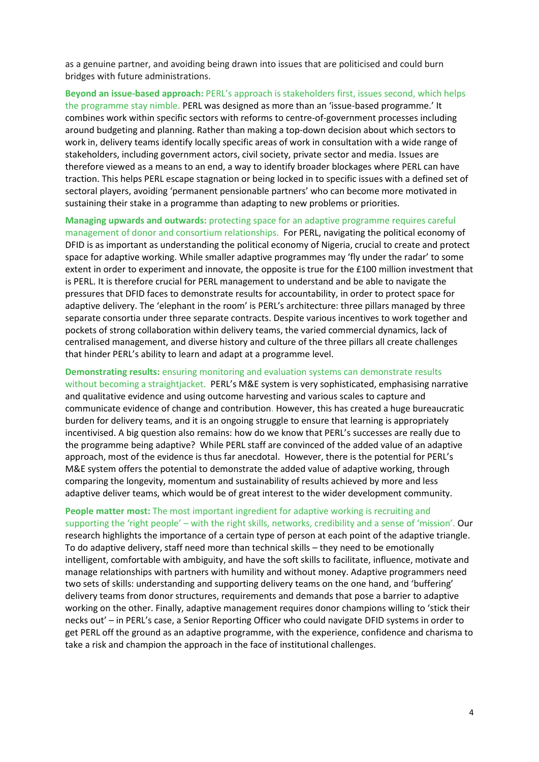as a genuine partner, and avoiding being drawn into issues that are politicised and could burn bridges with future administrations.

**Beyond an issue-based approach:** PERL's approach is stakeholders first, issues second, which helps the programme stay nimble. PERL was designed as more than an 'issue-based programme.' It combines work within specific sectors with reforms to centre-of-government processes including around budgeting and planning. Rather than making a top-down decision about which sectors to work in, delivery teams identify locally specific areas of work in consultation with a wide range of stakeholders, including government actors, civil society, private sector and media. Issues are therefore viewed as a means to an end, a way to identify broader blockages where PERL can have traction. This helps PERL escape stagnation or being locked in to specific issues with a defined set of sectoral players, avoiding 'permanent pensionable partners' who can become more motivated in sustaining their stake in a programme than adapting to new problems or priorities.

**Managing upwards and outwards:** protecting space for an adaptive programme requires careful management of donor and consortium relationships. For PERL, navigating the political economy of DFID is as important as understanding the political economy of Nigeria, crucial to create and protect space for adaptive working. While smaller adaptive programmes may 'fly under the radar' to some extent in order to experiment and innovate, the opposite is true for the £100 million investment that is PERL. It is therefore crucial for PERL management to understand and be able to navigate the pressures that DFID faces to demonstrate results for accountability, in order to protect space for adaptive delivery. The 'elephant in the room' is PERL's architecture: three pillars managed by three separate consortia under three separate contracts. Despite various incentives to work together and pockets of strong collaboration within delivery teams, the varied commercial dynamics, lack of centralised management, and diverse history and culture of the three pillars all create challenges that hinder PERL's ability to learn and adapt at a programme level.

**Demonstrating results:** ensuring monitoring and evaluation systems can demonstrate results without becoming a straightjacket. PERL's M&E system is very sophisticated, emphasising narrative and qualitative evidence and using outcome harvesting and various scales to capture and communicate evidence of change and contribution. However, this has created a huge bureaucratic burden for delivery teams, and it is an ongoing struggle to ensure that learning is appropriately incentivised. A big question also remains: how do we know that PERL's successes are really due to the programme being adaptive? While PERL staff are convinced of the added value of an adaptive approach, most of the evidence is thus far anecdotal. However, there is the potential for PERL's M&E system offers the potential to demonstrate the added value of adaptive working, through comparing the longevity, momentum and sustainability of results achieved by more and less adaptive deliver teams, which would be of great interest to the wider development community.

**People matter most:** The most important ingredient for adaptive working is recruiting and supporting the 'right people' – with the right skills, networks, credibility and a sense of 'mission'. Our research highlights the importance of a certain type of person at each point of the adaptive triangle. To do adaptive delivery, staff need more than technical skills – they need to be emotionally intelligent, comfortable with ambiguity, and have the soft skills to facilitate, influence, motivate and manage relationships with partners with humility and without money. Adaptive programmers need two sets of skills: understanding and supporting delivery teams on the one hand, and 'buffering' delivery teams from donor structures, requirements and demands that pose a barrier to adaptive working on the other. Finally, adaptive management requires donor champions willing to 'stick their necks out' – in PERL's case, a Senior Reporting Officer who could navigate DFID systems in order to get PERL off the ground as an adaptive programme, with the experience, confidence and charisma to take a risk and champion the approach in the face of institutional challenges.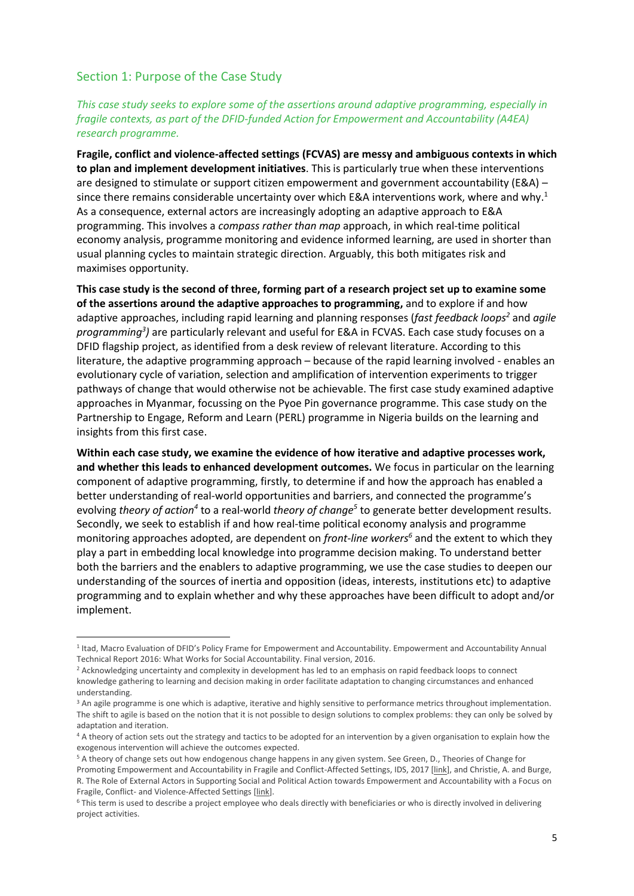## Section 1: Purpose of the Case Study

*This case study seeks to explore some of the assertions around adaptive programming, especially in fragile contexts, as part of the DFID-funded Action for Empowerment and Accountability (A4EA) research programme.*

**Fragile, conflict and violence-affected settings (FCVAS) are messy and ambiguous contexts in which to plan and implement development initiatives**. This is particularly true when these interventions are designed to stimulate or support citizen empowerment and government accountability (E&A) – since there remains considerable uncertainty over which E&A interventions work, where and why.[1] As a consequence, external actors are increasingly adopting an adaptive approach to E&A programming. This involves a *compass rather than map* approach, in which real-time political economy analysis, programme monitoring and evidence informed learning, are used in shorter than usual planning cycles to maintain strategic direction. Arguably, this both mitigates risk and maximises opportunity.

**This case study is the second of three, forming part of a research project set up to examine some of the assertions around the adaptive approaches to programming,** and to explore if and how adaptive approaches, including rapid learning and planning responses (*fast feedback loops*[2] and *agile programming*[3]) are particularly relevant and useful for E&A in FCVAS. Each case study focuses on a DFID flagship project, as identified from a desk review of relevant literature. According to this literature, the adaptive programming approach – because of the rapid learning involved - enables an evolutionary cycle of variation, selection and amplification of intervention experiments to trigger pathways of change that would otherwise not be achievable. The first case study examined adaptive approaches in Myanmar, focussing on the Pyoe Pin governance programme. This case study on the Partnership to Engage, Reform and Learn (PERL) programme in Nigeria builds on the learning and insights from this first case.

**Within each case study, we examine the evidence of how iterative and adaptive processes work, and whether this leads to enhanced development outcomes.** We focus in particular on the learning component of adaptive programming, firstly, to determine if and how the approach has enabled a better understanding of real-world opportunities and barriers, and connected the programme's evolving *theory of action*[4] to a real-world *theory of change*[5] to generate better development results. Secondly, we seek to establish if and how real-time political economy analysis and programme monitoring approaches adopted, are dependent on *front-line workers*[6] and the extent to which they play a part in embedding local knowledge into programme decision making. To understand better both the barriers and the enablers to adaptive programming, we use the case studies to deepen our understanding of the sources of inertia and opposition (ideas, interests, institutions etc) to adaptive programming and to explain whether and why these approaches have been difficult to adopt and/or implement.

---

[1] Itad, Macro Evaluation of DFID's Policy Frame for Empowerment and Accountability. Empowerment and Accountability Annual Technical Report 2016: What Works for Social Accountability. Final version, 2016.

[2] Acknowledging uncertainty and complexity in development has led to an emphasis on rapid feedback loops to connect knowledge gathering to learning and decision making in order facilitate adaptation to changing circumstances and enhanced understanding.

[3] An agile programme is one which is adaptive, iterative and highly sensitive to performance metrics throughout implementation. The shift to agile is based on the notion that it is not possible to design solutions to complex problems: they can only be solved by adaptation and iteration.

[4] A theory of action sets out the strategy and tactics to be adopted for an intervention by a given organisation to explain how the exogenous intervention will achieve the outcomes expected.

[5] A theory of change sets out how endogenous change happens in any given system. See Green, D., Theories of Change for Promoting Empowerment and Accountability in Fragile and Conflict-Affected Settings, IDS, 2017 [link], and Christie, A. and Burge, R. The Role of External Actors in Supporting Social and Political Action towards Empowerment and Accountability with a Focus on Fragile, Conflict- and Violence-Affected Settings [link].

[6] This term is used to describe a project employee who deals directly with beneficiaries or who is directly involved in delivering project activities.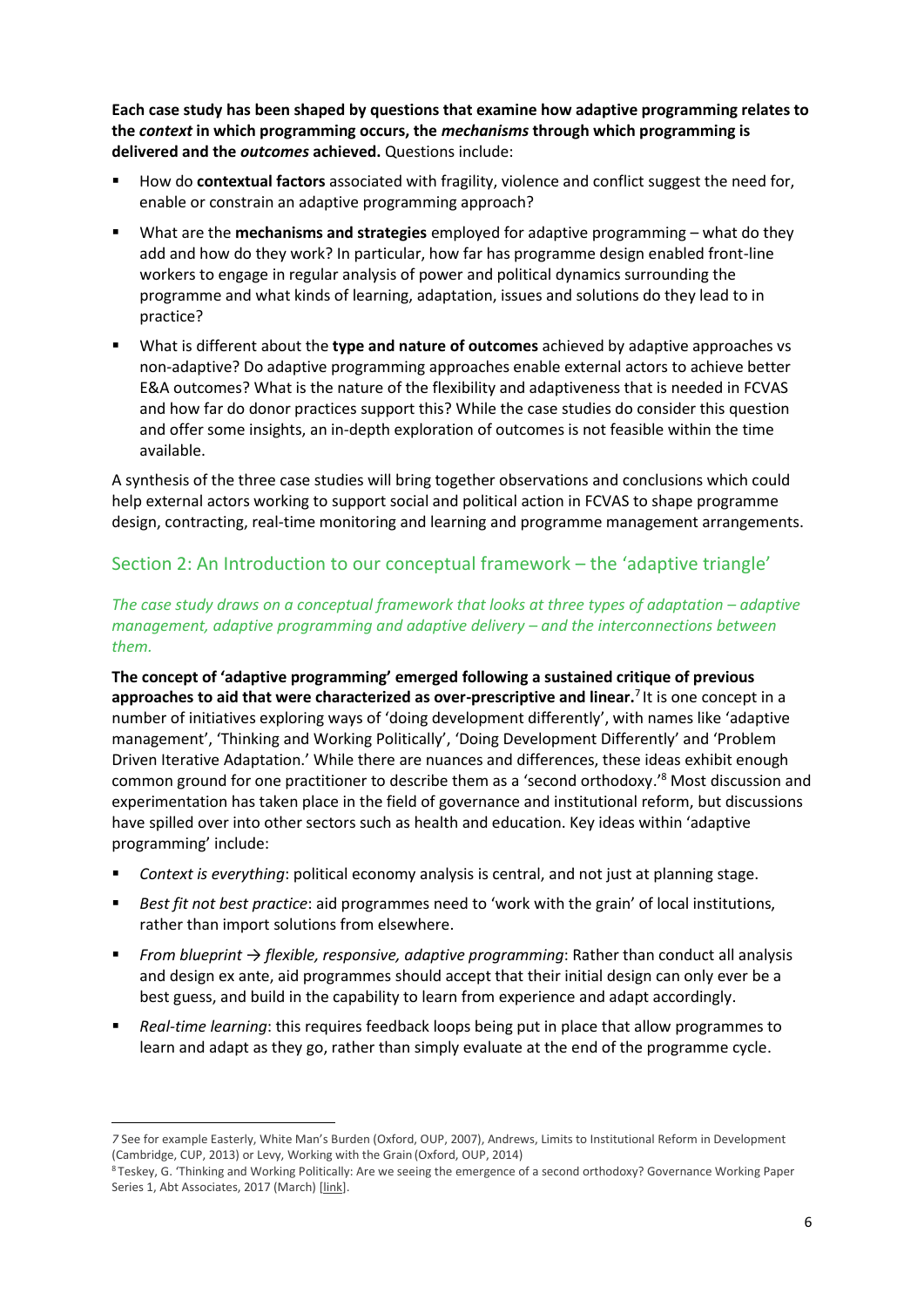**Each case study has been shaped by questions that examine how adaptive programming relates to the *context* in which programming occurs, the *mechanisms* through which programming is delivered and the *outcomes* achieved.** Questions include:

- How do **contextual factors** associated with fragility, violence and conflict suggest the need for, enable or constrain an adaptive programming approach?
- What are the **mechanisms and strategies** employed for adaptive programming – what do they add and how do they work? In particular, how far has programme design enabled front-line workers to engage in regular analysis of power and political dynamics surrounding the programme and what kinds of learning, adaptation, issues and solutions do they lead to in practice?
- What is different about the **type and nature of outcomes** achieved by adaptive approaches vs non-adaptive? Do adaptive programming approaches enable external actors to achieve better E&A outcomes? What is the nature of the flexibility and adaptiveness that is needed in FCVAS and how far do donor practices support this? While the case studies do consider this question and offer some insights, an in-depth exploration of outcomes is not feasible within the time available.

A synthesis of the three case studies will bring together observations and conclusions which could help external actors working to support social and political action in FCVAS to shape programme design, contracting, real-time monitoring and learning and programme management arrangements.

## Section 2: An Introduction to our conceptual framework – the 'adaptive triangle'

*The case study draws on a conceptual framework that looks at three types of adaptation – adaptive management, adaptive programming and adaptive delivery – and the interconnections between them.*

**The concept of 'adaptive programming' emerged following a sustained critique of previous approaches to aid that were characterized as over-prescriptive and linear.**[7] It is one concept in a number of initiatives exploring ways of 'doing development differently', with names like 'adaptive management', 'Thinking and Working Politically', 'Doing Development Differently' and 'Problem Driven Iterative Adaptation.' While there are nuances and differences, these ideas exhibit enough common ground for one practitioner to describe them as a 'second orthodoxy.'[8] Most discussion and experimentation has taken place in the field of governance and institutional reform, but discussions have spilled over into other sectors such as health and education. Key ideas within 'adaptive programming' include:

- *Context is everything*: political economy analysis is central, and not just at planning stage.
- *Best fit not best practice*: aid programmes need to 'work with the grain' of local institutions, rather than import solutions from elsewhere.
- *From blueprint → flexible, responsive, adaptive programming*: Rather than conduct all analysis and design ex ante, aid programmes should accept that their initial design can only ever be a best guess, and build in the capability to learn from experience and adapt accordingly.
- *Real-time learning*: this requires feedback loops being put in place that allow programmes to learn and adapt as they go, rather than simply evaluate at the end of the programme cycle.

---

[7] See for example Easterly, White Man's Burden (Oxford, OUP, 2007), Andrews, Limits to Institutional Reform in Development (Cambridge, CUP, 2013) or Levy, Working with the Grain (Oxford, OUP, 2014)

[8] Teskey, G. 'Thinking and Working Politically: Are we seeing the emergence of a second orthodoxy? Governance Working Paper Series 1, Abt Associates, 2017 (March) [link].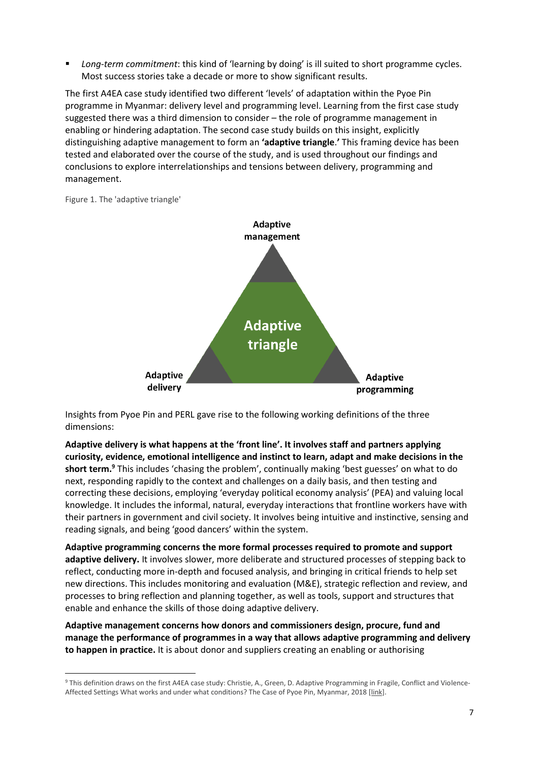- *Long-term commitment*: this kind of 'learning by doing' is ill suited to short programme cycles. Most success stories take a decade or more to show significant results.

The first A4EA case study identified two different 'levels' of adaptation within the Pyoe Pin programme in Myanmar: delivery level and programming level. Learning from the first case study suggested there was a third dimension to consider – the role of programme management in enabling or hindering adaptation. The second case study builds on this insight, explicitly distinguishing adaptive management to form an **'adaptive triangle**.**'** This framing device has been tested and elaborated over the course of the study, and is used throughout our findings and conclusions to explore interrelationships and tensions between delivery, programming and management.

Figure 1. The 'adaptive triangle'

Adaptive management

Adaptive triangle

Adaptive delivery

Adaptive programming

Insights from Pyoe Pin and PERL gave rise to the following working definitions of the three dimensions:

**Adaptive delivery is what happens at the 'front line'. It involves staff and partners applying curiosity, evidence, emotional intelligence and instinct to learn, adapt and make decisions in the short term.**[9] This includes 'chasing the problem', continually making 'best guesses' on what to do next, responding rapidly to the context and challenges on a daily basis, and then testing and correcting these decisions, employing 'everyday political economy analysis' (PEA) and valuing local knowledge. It includes the informal, natural, everyday interactions that frontline workers have with their partners in government and civil society. It involves being intuitive and instinctive, sensing and reading signals, and being 'good dancers' within the system.

**Adaptive programming concerns the more formal processes required to promote and support adaptive delivery.** It involves slower, more deliberate and structured processes of stepping back to reflect, conducting more in-depth and focused analysis, and bringing in critical friends to help set new directions. This includes monitoring and evaluation (M&E), strategic reflection and review, and processes to bring reflection and planning together, as well as tools, support and structures that enable and enhance the skills of those doing adaptive delivery.

**Adaptive management concerns how donors and commissioners design, procure, fund and manage the performance of programmes in a way that allows adaptive programming and delivery to happen in practice.** It is about donor and suppliers creating an enabling or authorising

[9] This definition draws on the first A4EA case study: Christie, A., Green, D. Adaptive Programming in Fragile, Conflict and Violence-Affected Settings What works and under what conditions? The Case of Pyoe Pin, Myanmar, 2018 [link].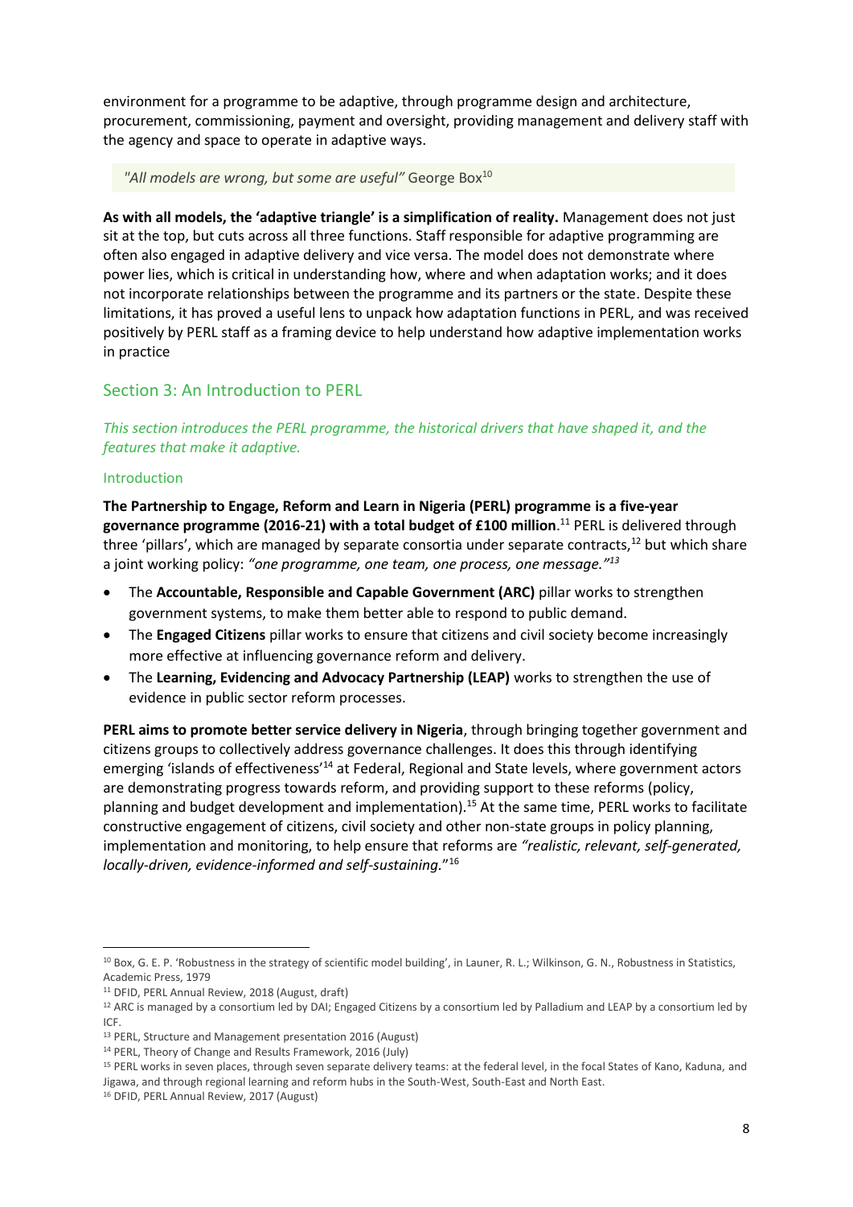environment for a programme to be adaptive, through programme design and architecture, procurement, commissioning, payment and oversight, providing management and delivery staff with the agency and space to operate in adaptive ways.

> *"All models are wrong, but some are useful"* George Box[10]

**As with all models, the 'adaptive triangle' is a simplification of reality.** Management does not just sit at the top, but cuts across all three functions. Staff responsible for adaptive programming are often also engaged in adaptive delivery and vice versa. The model does not demonstrate where power lies, which is critical in understanding how, where and when adaptation works; and it does not incorporate relationships between the programme and its partners or the state. Despite these limitations, it has proved a useful lens to unpack how adaptation functions in PERL, and was received positively by PERL staff as a framing device to help understand how adaptive implementation works in practice

## Section 3: An Introduction to PERL

*This section introduces the PERL programme, the historical drivers that have shaped it, and the features that make it adaptive.*

### Introduction

**The Partnership to Engage, Reform and Learn in Nigeria (PERL) programme is a five-year governance programme (2016-21) with a total budget of £100 million**.[11] PERL is delivered through three 'pillars', which are managed by separate consortia under separate contracts,[12] but which share a joint working policy: *"one programme, one team, one process, one message."*[13]

- The **Accountable, Responsible and Capable Government (ARC)** pillar works to strengthen government systems, to make them better able to respond to public demand.
- The **Engaged Citizens** pillar works to ensure that citizens and civil society become increasingly more effective at influencing governance reform and delivery.
- The **Learning, Evidencing and Advocacy Partnership (LEAP)** works to strengthen the use of evidence in public sector reform processes.

**PERL aims to promote better service delivery in Nigeria**, through bringing together government and citizens groups to collectively address governance challenges. It does this through identifying emerging 'islands of effectiveness'[14] at Federal, Regional and State levels, where government actors are demonstrating progress towards reform, and providing support to these reforms (policy, planning and budget development and implementation).[15] At the same time, PERL works to facilitate constructive engagement of citizens, civil society and other non-state groups in policy planning, implementation and monitoring, to help ensure that reforms are *"realistic, relevant, self-generated, locally-driven, evidence-informed and self-sustaining.*"[16]

---

[10] Box, G. E. P. 'Robustness in the strategy of scientific model building', in Launer, R. L.; Wilkinson, G. N., Robustness in Statistics, Academic Press, 1979

[11] DFID, PERL Annual Review, 2018 (August, draft)

[12] ARC is managed by a consortium led by DAI; Engaged Citizens by a consortium led by Palladium and LEAP by a consortium led by ICF.

[13] PERL, Structure and Management presentation 2016 (August)

[14] PERL, Theory of Change and Results Framework, 2016 (July)

[15] PERL works in seven places, through seven separate delivery teams: at the federal level, in the focal States of Kano, Kaduna, and Jigawa, and through regional learning and reform hubs in the South-West, South-East and North East.

[16] DFID, PERL Annual Review, 2017 (August)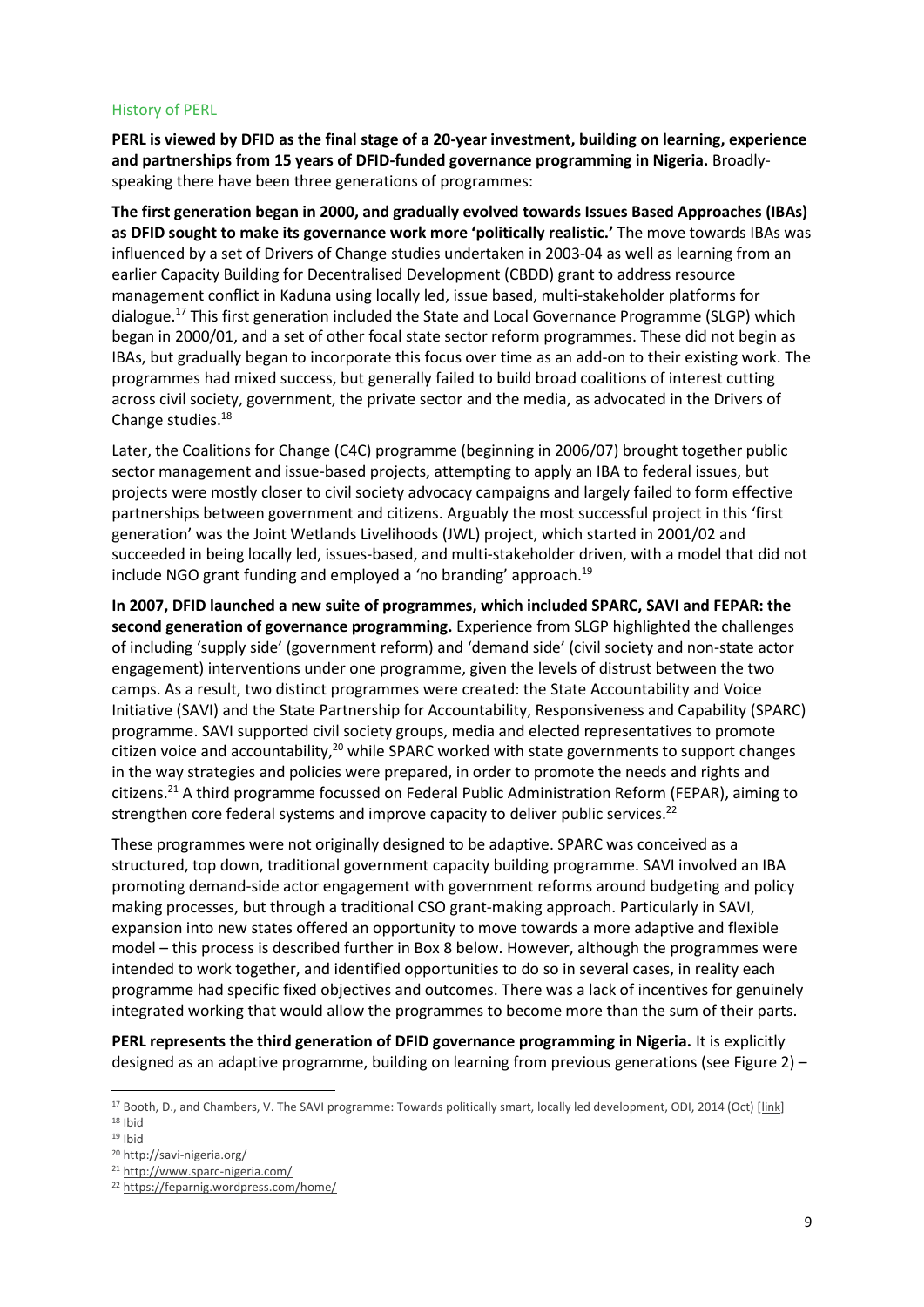### History of PERL

**PERL is viewed by DFID as the final stage of a 20-year investment, building on learning, experience and partnerships from 15 years of DFID-funded governance programming in Nigeria.** Broadly-speaking there have been three generations of programmes:

**The first generation began in 2000, and gradually evolved towards Issues Based Approaches (IBAs) as DFID sought to make its governance work more 'politically realistic.'** The move towards IBAs was influenced by a set of Drivers of Change studies undertaken in 2003-04 as well as learning from an earlier Capacity Building for Decentralised Development (CBDD) grant to address resource management conflict in Kaduna using locally led, issue based, multi-stakeholder platforms for dialogue.[17] This first generation included the State and Local Governance Programme (SLGP) which began in 2000/01, and a set of other focal state sector reform programmes. These did not begin as IBAs, but gradually began to incorporate this focus over time as an add-on to their existing work. The programmes had mixed success, but generally failed to build broad coalitions of interest cutting across civil society, government, the private sector and the media, as advocated in the Drivers of Change studies.[18]

Later, the Coalitions for Change (C4C) programme (beginning in 2006/07) brought together public sector management and issue-based projects, attempting to apply an IBA to federal issues, but projects were mostly closer to civil society advocacy campaigns and largely failed to form effective partnerships between government and citizens. Arguably the most successful project in this 'first generation' was the Joint Wetlands Livelihoods (JWL) project, which started in 2001/02 and succeeded in being locally led, issues-based, and multi-stakeholder driven, with a model that did not include NGO grant funding and employed a 'no branding' approach.[19]

**In 2007, DFID launched a new suite of programmes, which included SPARC, SAVI and FEPAR: the second generation of governance programming.** Experience from SLGP highlighted the challenges of including 'supply side' (government reform) and 'demand side' (civil society and non-state actor engagement) interventions under one programme, given the levels of distrust between the two camps. As a result, two distinct programmes were created: the State Accountability and Voice Initiative (SAVI) and the State Partnership for Accountability, Responsiveness and Capability (SPARC) programme. SAVI supported civil society groups, media and elected representatives to promote citizen voice and accountability,[20] while SPARC worked with state governments to support changes in the way strategies and policies were prepared, in order to promote the needs and rights and citizens.[21] A third programme focussed on Federal Public Administration Reform (FEPAR), aiming to strengthen core federal systems and improve capacity to deliver public services.[22]

These programmes were not originally designed to be adaptive. SPARC was conceived as a structured, top down, traditional government capacity building programme. SAVI involved an IBA promoting demand-side actor engagement with government reforms around budgeting and policy making processes, but through a traditional CSO grant-making approach. Particularly in SAVI, expansion into new states offered an opportunity to move towards a more adaptive and flexible model – this process is described further in Box 8 below. However, although the programmes were intended to work together, and identified opportunities to do so in several cases, in reality each programme had specific fixed objectives and outcomes. There was a lack of incentives for genuinely integrated working that would allow the programmes to become more than the sum of their parts.

**PERL represents the third generation of DFID governance programming in Nigeria.** It is explicitly designed as an adaptive programme, building on learning from previous generations (see Figure 2) –

---

[17] Booth, D., and Chambers, V. The SAVI programme: Towards politically smart, locally led development, ODI, 2014 (Oct) [link]

[18] Ibid

[19] Ibid

[20] http://savi-nigeria.org/

[21] http://www.sparc-nigeria.com/

[22] https://feparnig.wordpress.com/home/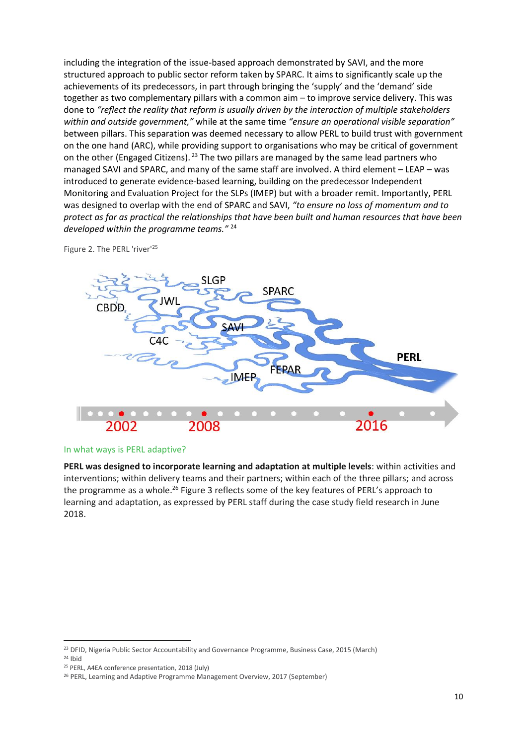including the integration of the issue-based approach demonstrated by SAVI, and the more structured approach to public sector reform taken by SPARC. It aims to significantly scale up the achievements of its predecessors, in part through bringing the 'supply' and the 'demand' side together as two complementary pillars with a common aim – to improve service delivery. This was done to *"reflect the reality that reform is usually driven by the interaction of multiple stakeholders within and outside government,"* while at the same time *"ensure an operational visible separation"* between pillars. This separation was deemed necessary to allow PERL to build trust with government on the one hand (ARC), while providing support to organisations who may be critical of government on the other (Engaged Citizens).[23] The two pillars are managed by the same lead partners who managed SAVI and SPARC, and many of the same staff are involved. A third element – LEAP – was introduced to generate evidence-based learning, building on the predecessor Independent Monitoring and Evaluation Project for the SLPs (IMEP) but with a broader remit. Importantly, PERL was designed to overlap with the end of SPARC and SAVI, *"to ensure no loss of momentum and to protect as far as practical the relationships that have been built and human resources that have been developed within the programme teams."*[24]

Figure 2. The PERL 'river'[25]

## In what ways is PERL adaptive?

**PERL was designed to incorporate learning and adaptation at multiple levels**: within activities and interventions; within delivery teams and their partners; within each of the three pillars; and across the programme as a whole.[26] Figure 3 reflects some of the key features of PERL's approach to learning and adaptation, as expressed by PERL staff during the case study field research in June 2018.

---

[23] DFID, Nigeria Public Sector Accountability and Governance Programme, Business Case, 2015 (March)

[24] Ibid

[25] PERL, A4EA conference presentation, 2018 (July)

[26] PERL, Learning and Adaptive Programme Management Overview, 2017 (September)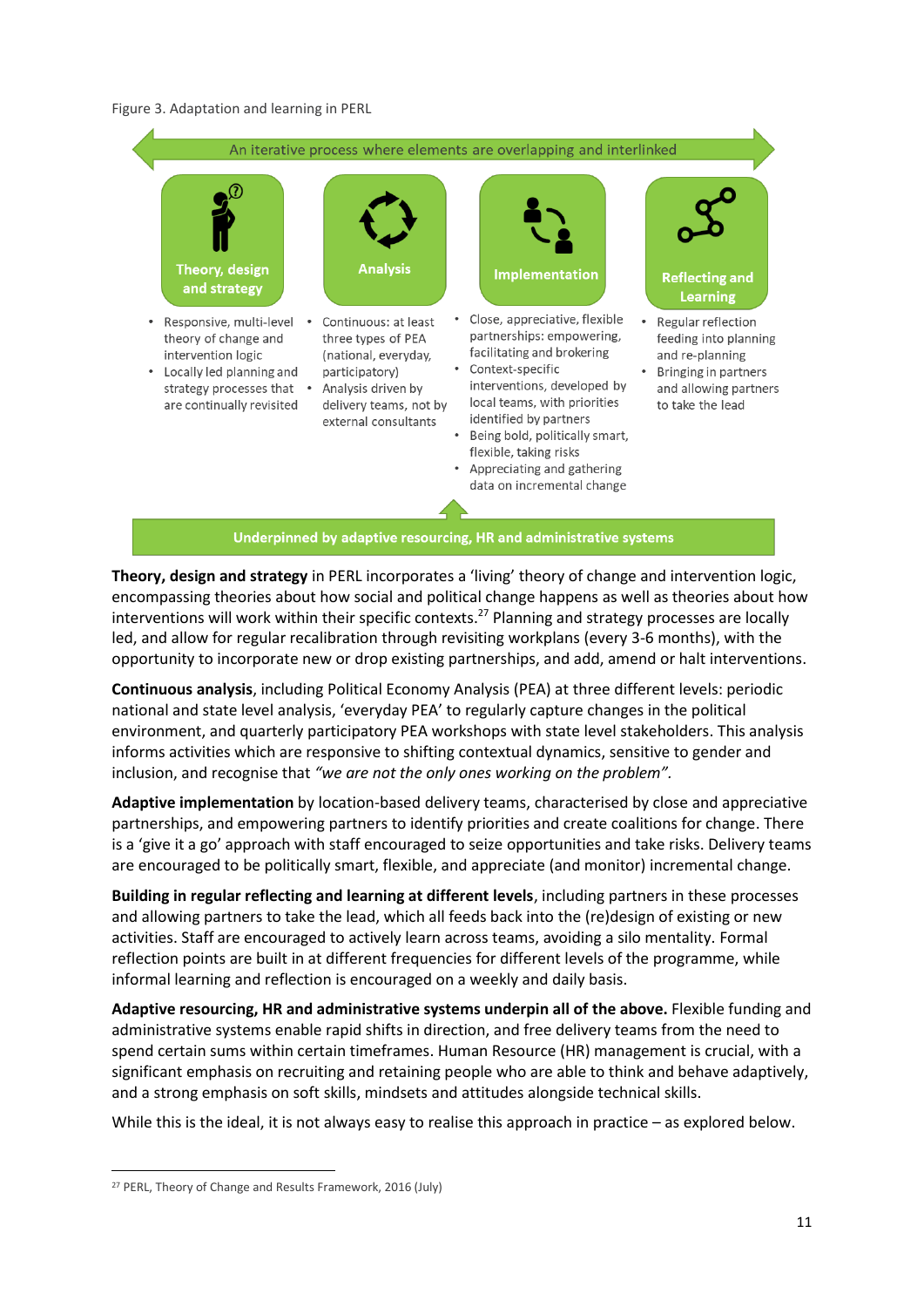Figure 3. Adaptation and learning in PERL

An iterative process where elements are overlapping and interlinked

**Theory, design and strategy**

- Responsive, multi-level theory of change and intervention logic
- Locally led planning and strategy processes that are continually revisited

**Analysis**

- Continuous: at least three types of PEA (national, everyday, participatory)
- Analysis driven by delivery teams, not by external consultants

**Implementation**

- Close, appreciative, flexible partnerships: empowering, facilitating and brokering
- Context-specific interventions, developed by local teams, with priorities identified by partners
- Being bold, politically smart, flexible, taking risks
- Appreciating and gathering data on incremental change

**Reflecting and Learning**

- Regular reflection feeding into planning and re-planning
- Bringing in partners and allowing partners to take the lead

Underpinned by adaptive resourcing, HR and administrative systems

**Theory, design and strategy** in PERL incorporates a 'living' theory of change and intervention logic, encompassing theories about how social and political change happens as well as theories about how interventions will work within their specific contexts.[27] Planning and strategy processes are locally led, and allow for regular recalibration through revisiting workplans (every 3-6 months), with the opportunity to incorporate new or drop existing partnerships, and add, amend or halt interventions.

**Continuous analysis**, including Political Economy Analysis (PEA) at three different levels: periodic national and state level analysis, 'everyday PEA' to regularly capture changes in the political environment, and quarterly participatory PEA workshops with state level stakeholders. This analysis informs activities which are responsive to shifting contextual dynamics, sensitive to gender and inclusion, and recognise that *"we are not the only ones working on the problem".*

**Adaptive implementation** by location-based delivery teams, characterised by close and appreciative partnerships, and empowering partners to identify priorities and create coalitions for change. There is a 'give it a go' approach with staff encouraged to seize opportunities and take risks. Delivery teams are encouraged to be politically smart, flexible, and appreciate (and monitor) incremental change.

**Building in regular reflecting and learning at different levels**, including partners in these processes and allowing partners to take the lead, which all feeds back into the (re)design of existing or new activities. Staff are encouraged to actively learn across teams, avoiding a silo mentality. Formal reflection points are built in at different frequencies for different levels of the programme, while informal learning and reflection is encouraged on a weekly and daily basis.

**Adaptive resourcing, HR and administrative systems underpin all of the above.** Flexible funding and administrative systems enable rapid shifts in direction, and free delivery teams from the need to spend certain sums within certain timeframes. Human Resource (HR) management is crucial, with a significant emphasis on recruiting and retaining people who are able to think and behave adaptively, and a strong emphasis on soft skills, mindsets and attitudes alongside technical skills.

While this is the ideal, it is not always easy to realise this approach in practice – as explored below.

[27] PERL, Theory of Change and Results Framework, 2016 (July)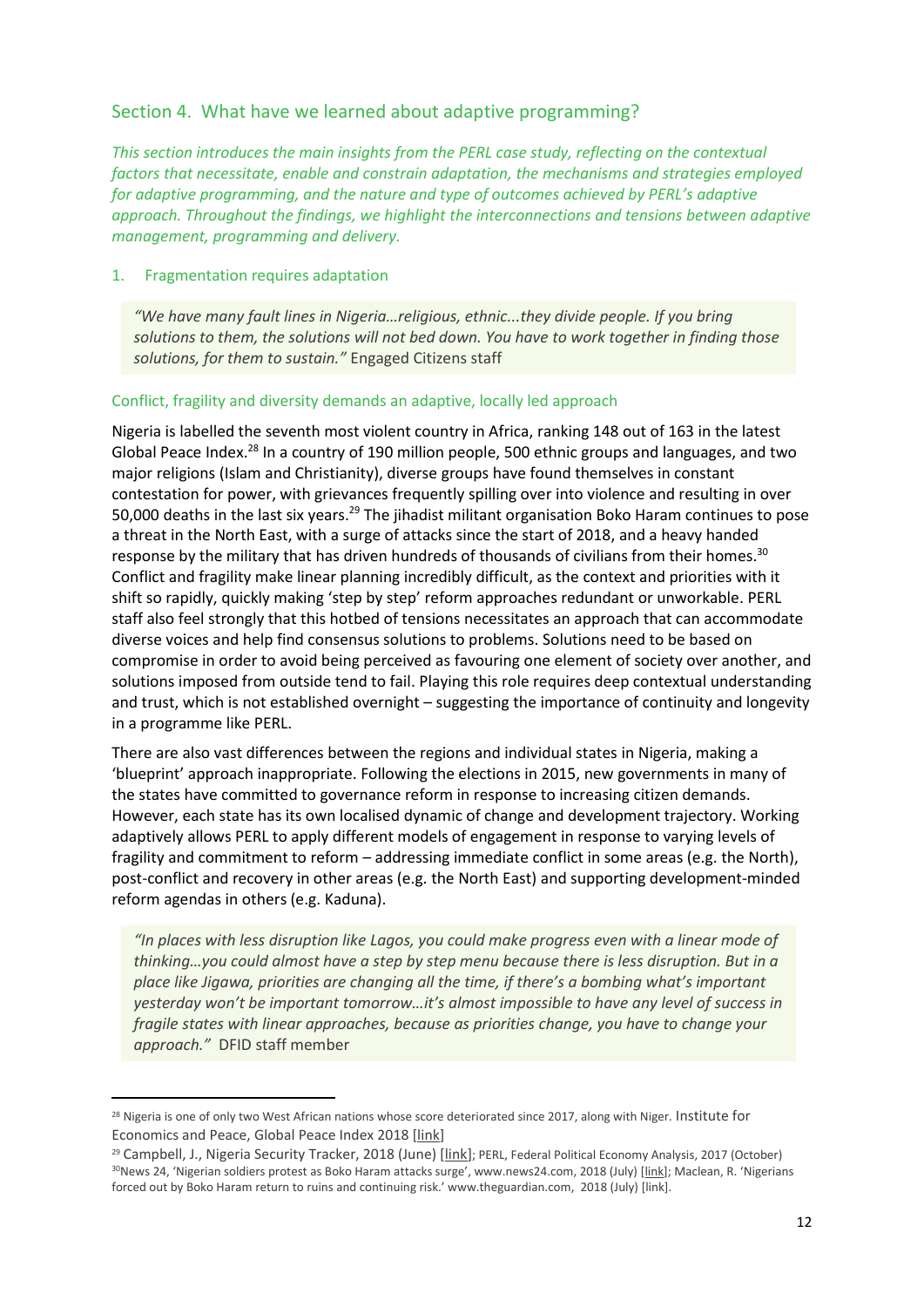## Section 4. What have we learned about adaptive programming?

*This section introduces the main insights from the PERL case study, reflecting on the contextual factors that necessitate, enable and constrain adaptation, the mechanisms and strategies employed for adaptive programming, and the nature and type of outcomes achieved by PERL's adaptive approach. Throughout the findings, we highlight the interconnections and tensions between adaptive management, programming and delivery.*

### 1. Fragmentation requires adaptation

> *"We have many fault lines in Nigeria…religious, ethnic...they divide people. If you bring solutions to them, the solutions will not bed down. You have to work together in finding those solutions, for them to sustain."* Engaged Citizens staff

#### Conflict, fragility and diversity demands an adaptive, locally led approach

Nigeria is labelled the seventh most violent country in Africa, ranking 148 out of 163 in the latest Global Peace Index.[28] In a country of 190 million people, 500 ethnic groups and languages, and two major religions (Islam and Christianity), diverse groups have found themselves in constant contestation for power, with grievances frequently spilling over into violence and resulting in over 50,000 deaths in the last six years.[29] The jihadist militant organisation Boko Haram continues to pose a threat in the North East, with a surge of attacks since the start of 2018, and a heavy handed response by the military that has driven hundreds of thousands of civilians from their homes.[30] Conflict and fragility make linear planning incredibly difficult, as the context and priorities with it shift so rapidly, quickly making 'step by step' reform approaches redundant or unworkable. PERL staff also feel strongly that this hotbed of tensions necessitates an approach that can accommodate diverse voices and help find consensus solutions to problems. Solutions need to be based on compromise in order to avoid being perceived as favouring one element of society over another, and solutions imposed from outside tend to fail. Playing this role requires deep contextual understanding and trust, which is not established overnight – suggesting the importance of continuity and longevity in a programme like PERL.

There are also vast differences between the regions and individual states in Nigeria, making a 'blueprint' approach inappropriate. Following the elections in 2015, new governments in many of the states have committed to governance reform in response to increasing citizen demands. However, each state has its own localised dynamic of change and development trajectory. Working adaptively allows PERL to apply different models of engagement in response to varying levels of fragility and commitment to reform – addressing immediate conflict in some areas (e.g. the North), post-conflict and recovery in other areas (e.g. the North East) and supporting development-minded reform agendas in others (e.g. Kaduna).

> *"In places with less disruption like Lagos, you could make progress even with a linear mode of thinking…you could almost have a step by step menu because there is less disruption. But in a place like Jigawa, priorities are changing all the time, if there's a bombing what's important yesterday won't be important tomorrow…it's almost impossible to have any level of success in fragile states with linear approaches, because as priorities change, you have to change your approach."* DFID staff member

---

[28] Nigeria is one of only two West African nations whose score deteriorated since 2017, along with Niger. Institute for Economics and Peace, Global Peace Index 2018 [link]

[29] Campbell, J., Nigeria Security Tracker, 2018 (June) [link]; PERL, Federal Political Economy Analysis, 2017 (October)

[30] News 24, 'Nigerian soldiers protest as Boko Haram attacks surge', www.news24.com, 2018 (July) [link]; Maclean, R. 'Nigerians forced out by Boko Haram return to ruins and continuing risk.' www.theguardian.com, 2018 (July) [link].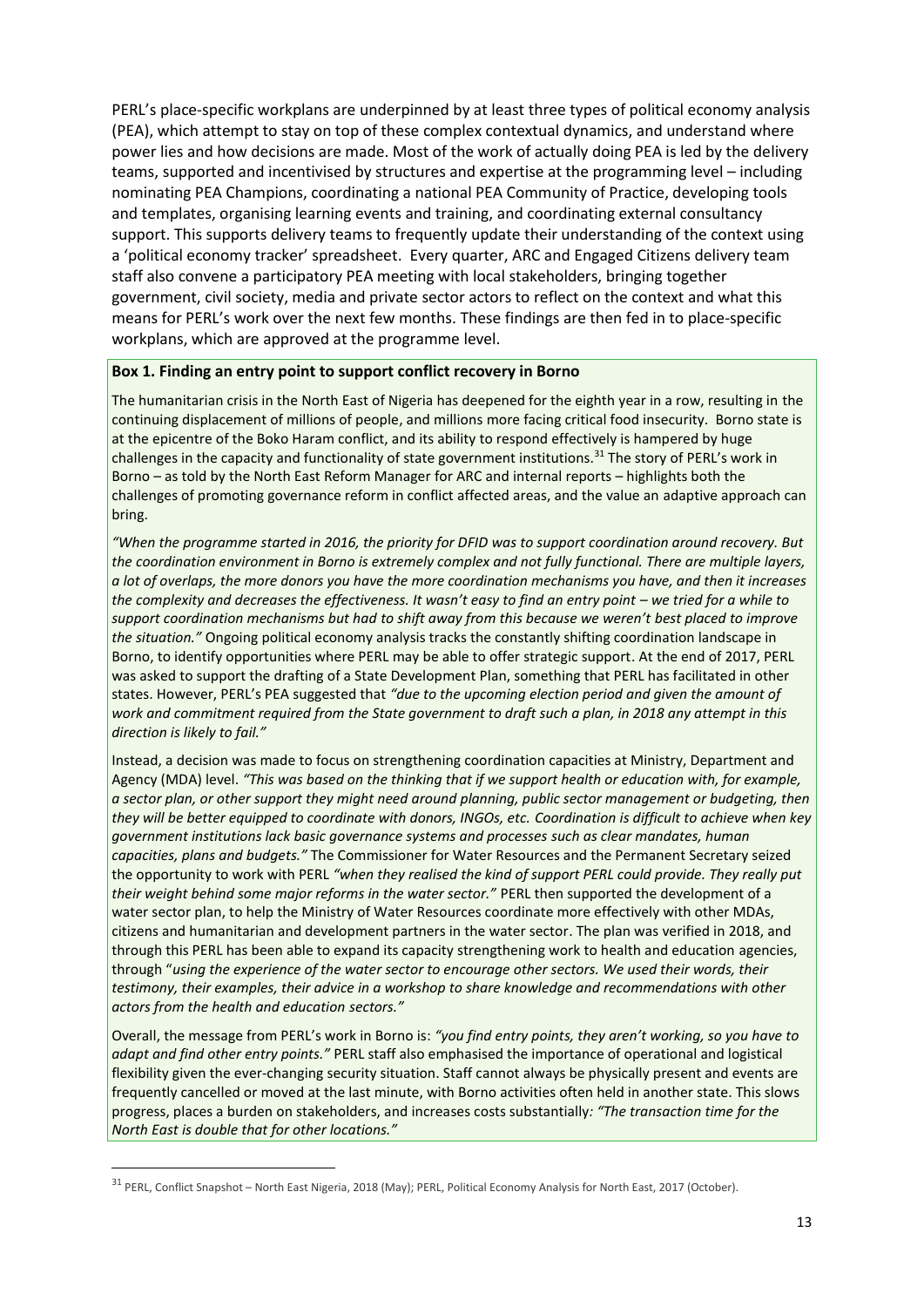PERL's place-specific workplans are underpinned by at least three types of political economy analysis (PEA), which attempt to stay on top of these complex contextual dynamics, and understand where power lies and how decisions are made. Most of the work of actually doing PEA is led by the delivery teams, supported and incentivised by structures and expertise at the programming level – including nominating PEA Champions, coordinating a national PEA Community of Practice, developing tools and templates, organising learning events and training, and coordinating external consultancy support. This supports delivery teams to frequently update their understanding of the context using a 'political economy tracker' spreadsheet. Every quarter, ARC and Engaged Citizens delivery team staff also convene a participatory PEA meeting with local stakeholders, bringing together government, civil society, media and private sector actors to reflect on the context and what this means for PERL's work over the next few months. These findings are then fed in to place-specific workplans, which are approved at the programme level.

**Box 1. Finding an entry point to support conflict recovery in Borno**

The humanitarian crisis in the North East of Nigeria has deepened for the eighth year in a row, resulting in the continuing displacement of millions of people, and millions more facing critical food insecurity. Borno state is at the epicentre of the Boko Haram conflict, and its ability to respond effectively is hampered by huge challenges in the capacity and functionality of state government institutions.[31] The story of PERL's work in Borno – as told by the North East Reform Manager for ARC and internal reports – highlights both the challenges of promoting governance reform in conflict affected areas, and the value an adaptive approach can bring.

*"When the programme started in 2016, the priority for DFID was to support coordination around recovery. But the coordination environment in Borno is extremely complex and not fully functional. There are multiple layers, a lot of overlaps, the more donors you have the more coordination mechanisms you have, and then it increases the complexity and decreases the effectiveness. It wasn't easy to find an entry point – we tried for a while to support coordination mechanisms but had to shift away from this because we weren't best placed to improve the situation."* Ongoing political economy analysis tracks the constantly shifting coordination landscape in Borno, to identify opportunities where PERL may be able to offer strategic support. At the end of 2017, PERL was asked to support the drafting of a State Development Plan, something that PERL has facilitated in other states. However, PERL's PEA suggested that *"due to the upcoming election period and given the amount of work and commitment required from the State government to draft such a plan, in 2018 any attempt in this direction is likely to fail."*

Instead, a decision was made to focus on strengthening coordination capacities at Ministry, Department and Agency (MDA) level. *"This was based on the thinking that if we support health or education with, for example, a sector plan, or other support they might need around planning, public sector management or budgeting, then they will be better equipped to coordinate with donors, INGOs, etc. Coordination is difficult to achieve when key government institutions lack basic governance systems and processes such as clear mandates, human capacities, plans and budgets."* The Commissioner for Water Resources and the Permanent Secretary seized the opportunity to work with PERL *"when they realised the kind of support PERL could provide. They really put their weight behind some major reforms in the water sector."* PERL then supported the development of a water sector plan, to help the Ministry of Water Resources coordinate more effectively with other MDAs, citizens and humanitarian and development partners in the water sector. The plan was verified in 2018, and through this PERL has been able to expand its capacity strengthening work to health and education agencies, through "*using the experience of the water sector to encourage other sectors. We used their words, their testimony, their examples, their advice in a workshop to share knowledge and recommendations with other actors from the health and education sectors."*

Overall, the message from PERL's work in Borno is: *"you find entry points, they aren't working, so you have to adapt and find other entry points."* PERL staff also emphasised the importance of operational and logistical flexibility given the ever-changing security situation. Staff cannot always be physically present and events are frequently cancelled or moved at the last minute, with Borno activities often held in another state. This slows progress, places a burden on stakeholders, and increases costs substantially*: "The transaction time for the North East is double that for other locations."*

[31] PERL, Conflict Snapshot – North East Nigeria, 2018 (May); PERL, Political Economy Analysis for North East, 2017 (October).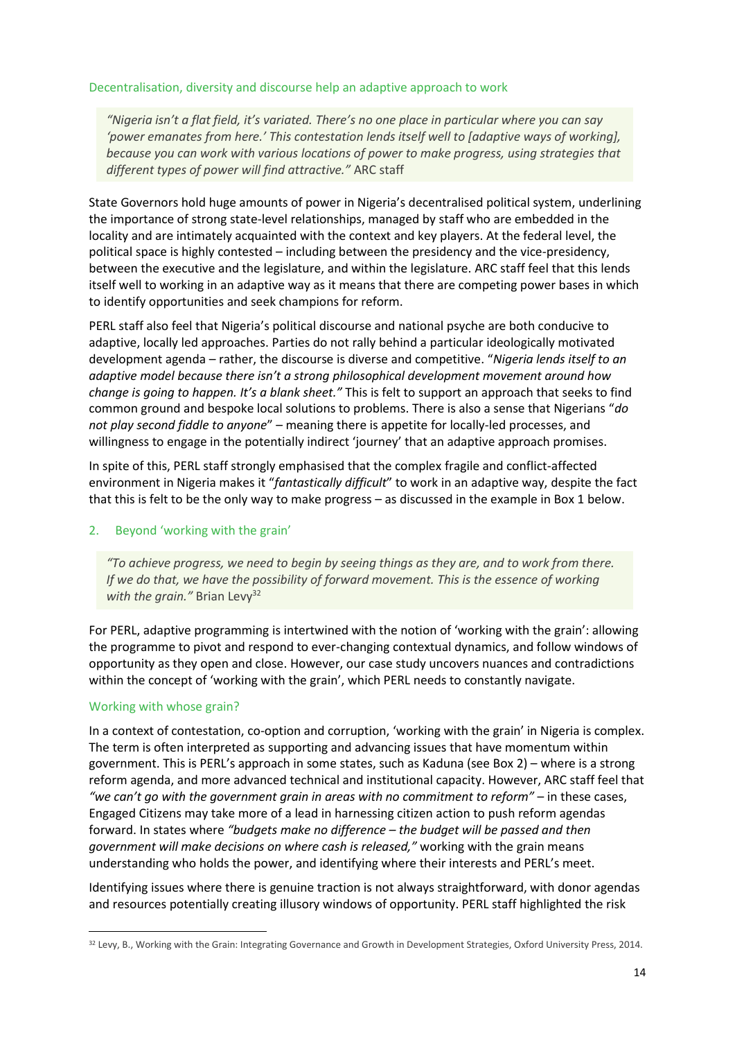### Decentralisation, diversity and discourse help an adaptive approach to work

> *"Nigeria isn't a flat field, it's variated. There's no one place in particular where you can say 'power emanates from here.' This contestation lends itself well to [adaptive ways of working], because you can work with various locations of power to make progress, using strategies that different types of power will find attractive."* ARC staff

State Governors hold huge amounts of power in Nigeria's decentralised political system, underlining the importance of strong state-level relationships, managed by staff who are embedded in the locality and are intimately acquainted with the context and key players. At the federal level, the political space is highly contested – including between the presidency and the vice-presidency, between the executive and the legislature, and within the legislature. ARC staff feel that this lends itself well to working in an adaptive way as it means that there are competing power bases in which to identify opportunities and seek champions for reform.

PERL staff also feel that Nigeria's political discourse and national psyche are both conducive to adaptive, locally led approaches. Parties do not rally behind a particular ideologically motivated development agenda – rather, the discourse is diverse and competitive. "*Nigeria lends itself to an adaptive model because there isn't a strong philosophical development movement around how change is going to happen. It's a blank sheet."* This is felt to support an approach that seeks to find common ground and bespoke local solutions to problems. There is also a sense that Nigerians "*do not play second fiddle to anyone*" – meaning there is appetite for locally-led processes, and willingness to engage in the potentially indirect 'journey' that an adaptive approach promises.

In spite of this, PERL staff strongly emphasised that the complex fragile and conflict-affected environment in Nigeria makes it "*fantastically difficult*" to work in an adaptive way, despite the fact that this is felt to be the only way to make progress – as discussed in the example in Box 1 below.

## 2. Beyond 'working with the grain'

> *"To achieve progress, we need to begin by seeing things as they are, and to work from there. If we do that, we have the possibility of forward movement. This is the essence of working with the grain."* Brian Levy[32]

For PERL, adaptive programming is intertwined with the notion of 'working with the grain': allowing the programme to pivot and respond to ever-changing contextual dynamics, and follow windows of opportunity as they open and close. However, our case study uncovers nuances and contradictions within the concept of 'working with the grain', which PERL needs to constantly navigate.

### Working with whose grain?

In a context of contestation, co-option and corruption, 'working with the grain' in Nigeria is complex. The term is often interpreted as supporting and advancing issues that have momentum within government. This is PERL's approach in some states, such as Kaduna (see Box 2) – where is a strong reform agenda, and more advanced technical and institutional capacity. However, ARC staff feel that *"we can't go with the government grain in areas with no commitment to reform"* – in these cases, Engaged Citizens may take more of a lead in harnessing citizen action to push reform agendas forward. In states where *"budgets make no difference – the budget will be passed and then government will make decisions on where cash is released,"* working with the grain means understanding who holds the power, and identifying where their interests and PERL's meet.

Identifying issues where there is genuine traction is not always straightforward, with donor agendas and resources potentially creating illusory windows of opportunity. PERL staff highlighted the risk

[32] Levy, B., Working with the Grain: Integrating Governance and Growth in Development Strategies, Oxford University Press, 2014.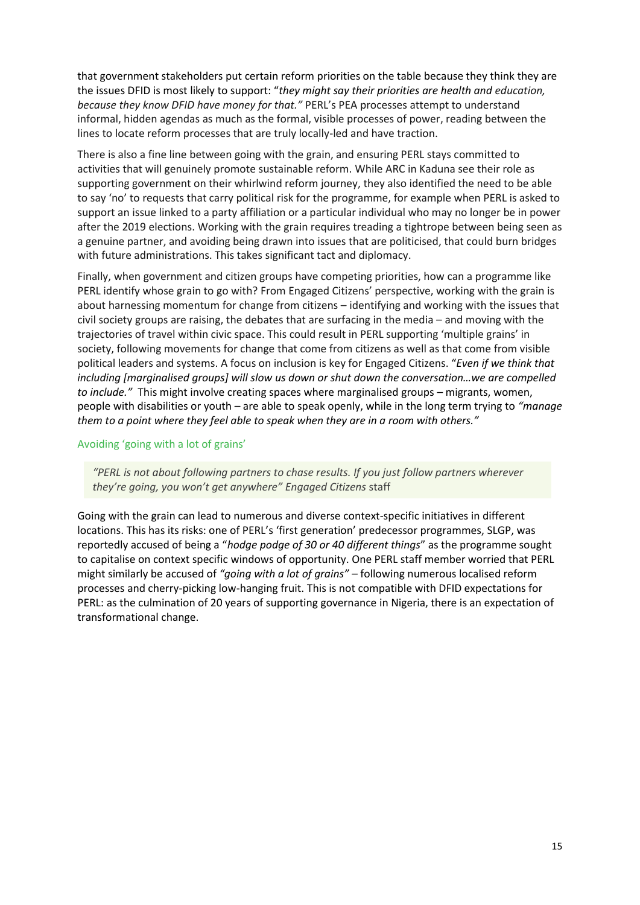that government stakeholders put certain reform priorities on the table because they think they are the issues DFID is most likely to support: "*they might say their priorities are health and education, because they know DFID have money for that."* PERL's PEA processes attempt to understand informal, hidden agendas as much as the formal, visible processes of power, reading between the lines to locate reform processes that are truly locally-led and have traction.

There is also a fine line between going with the grain, and ensuring PERL stays committed to activities that will genuinely promote sustainable reform. While ARC in Kaduna see their role as supporting government on their whirlwind reform journey, they also identified the need to be able to say 'no' to requests that carry political risk for the programme, for example when PERL is asked to support an issue linked to a party affiliation or a particular individual who may no longer be in power after the 2019 elections. Working with the grain requires treading a tightrope between being seen as a genuine partner, and avoiding being drawn into issues that are politicised, that could burn bridges with future administrations. This takes significant tact and diplomacy.

Finally, when government and citizen groups have competing priorities, how can a programme like PERL identify whose grain to go with? From Engaged Citizens' perspective, working with the grain is about harnessing momentum for change from citizens – identifying and working with the issues that civil society groups are raising, the debates that are surfacing in the media – and moving with the trajectories of travel within civic space. This could result in PERL supporting 'multiple grains' in society, following movements for change that come from citizens as well as that come from visible political leaders and systems. A focus on inclusion is key for Engaged Citizens. "*Even if we think that including [marginalised groups] will slow us down or shut down the conversation…we are compelled to include."* This might involve creating spaces where marginalised groups – migrants, women, people with disabilities or youth – are able to speak openly, while in the long term trying to *"manage them to a point where they feel able to speak when they are in a room with others."*

### Avoiding 'going with a lot of grains'

> *"PERL is not about following partners to chase results. If you just follow partners wherever they're going, you won't get anywhere" Engaged Citizens* staff

Going with the grain can lead to numerous and diverse context-specific initiatives in different locations. This has its risks: one of PERL's 'first generation' predecessor programmes, SLGP, was reportedly accused of being a "*hodge podge of 30 or 40 different things*" as the programme sought to capitalise on context specific windows of opportunity. One PERL staff member worried that PERL might similarly be accused of *"going with a lot of grains"* – following numerous localised reform processes and cherry-picking low-hanging fruit. This is not compatible with DFID expectations for PERL: as the culmination of 20 years of supporting governance in Nigeria, there is an expectation of transformational change.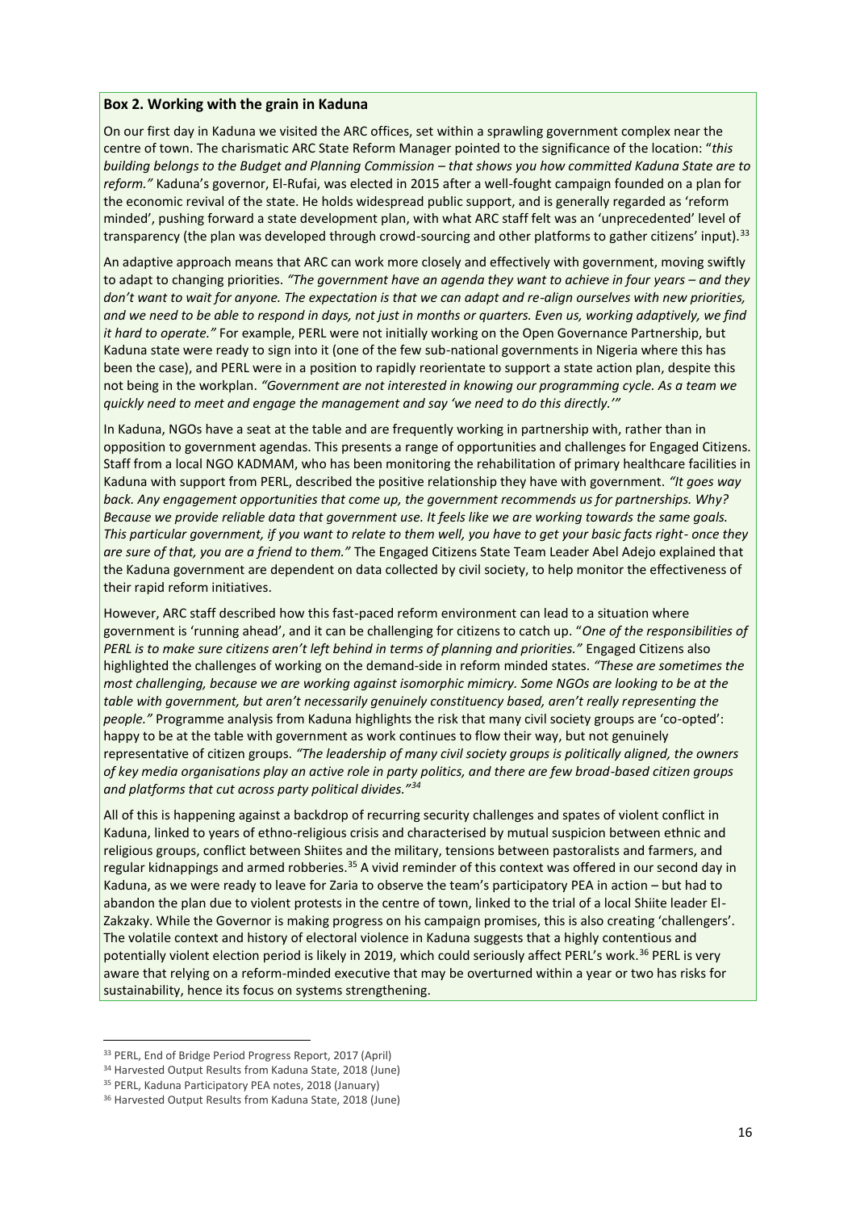**Box 2. Working with the grain in Kaduna**

On our first day in Kaduna we visited the ARC offices, set within a sprawling government complex near the centre of town. The charismatic ARC State Reform Manager pointed to the significance of the location: "*this building belongs to the Budget and Planning Commission – that shows you how committed Kaduna State are to reform.*" Kaduna's governor, El-Rufai, was elected in 2015 after a well-fought campaign founded on a plan for the economic revival of the state. He holds widespread public support, and is generally regarded as 'reform minded', pushing forward a state development plan, with what ARC staff felt was an 'unprecedented' level of transparency (the plan was developed through crowd-sourcing and other platforms to gather citizens' input).[33]

An adaptive approach means that ARC can work more closely and effectively with government, moving swiftly to adapt to changing priorities. *"The government have an agenda they want to achieve in four years – and they don't want to wait for anyone. The expectation is that we can adapt and re-align ourselves with new priorities, and we need to be able to respond in days, not just in months or quarters. Even us, working adaptively, we find it hard to operate."* For example, PERL were not initially working on the Open Governance Partnership, but Kaduna state were ready to sign into it (one of the few sub-national governments in Nigeria where this has been the case), and PERL were in a position to rapidly reorientate to support a state action plan, despite this not being in the workplan. *"Government are not interested in knowing our programming cycle. As a team we quickly need to meet and engage the management and say 'we need to do this directly.'"*

In Kaduna, NGOs have a seat at the table and are frequently working in partnership with, rather than in opposition to government agendas. This presents a range of opportunities and challenges for Engaged Citizens. Staff from a local NGO KADMAM, who has been monitoring the rehabilitation of primary healthcare facilities in Kaduna with support from PERL, described the positive relationship they have with government. *"It goes way back. Any engagement opportunities that come up, the government recommends us for partnerships. Why? Because we provide reliable data that government use. It feels like we are working towards the same goals. This particular government, if you want to relate to them well, you have to get your basic facts right- once they are sure of that, you are a friend to them."* The Engaged Citizens State Team Leader Abel Adejo explained that the Kaduna government are dependent on data collected by civil society, to help monitor the effectiveness of their rapid reform initiatives.

However, ARC staff described how this fast-paced reform environment can lead to a situation where government is 'running ahead', and it can be challenging for citizens to catch up. "*One of the responsibilities of PERL is to make sure citizens aren't left behind in terms of planning and priorities.*" Engaged Citizens also highlighted the challenges of working on the demand-side in reform minded states. *"These are sometimes the most challenging, because we are working against isomorphic mimicry. Some NGOs are looking to be at the table with government, but aren't necessarily genuinely constituency based, aren't really representing the people."* Programme analysis from Kaduna highlights the risk that many civil society groups are 'co-opted': happy to be at the table with government as work continues to flow their way, but not genuinely representative of citizen groups. *"The leadership of many civil society groups is politically aligned, the owners of key media organisations play an active role in party politics, and there are few broad-based citizen groups and platforms that cut across party political divides."*[34]

All of this is happening against a backdrop of recurring security challenges and spates of violent conflict in Kaduna, linked to years of ethno-religious crisis and characterised by mutual suspicion between ethnic and religious groups, conflict between Shiites and the military, tensions between pastoralists and farmers, and regular kidnappings and armed robberies.[35] A vivid reminder of this context was offered in our second day in Kaduna, as we were ready to leave for Zaria to observe the team's participatory PEA in action – but had to abandon the plan due to violent protests in the centre of town, linked to the trial of a local Shiite leader El-Zakzaky. While the Governor is making progress on his campaign promises, this is also creating 'challengers'. The volatile context and history of electoral violence in Kaduna suggests that a highly contentious and potentially violent election period is likely in 2019, which could seriously affect PERL's work.[36] PERL is very aware that relying on a reform-minded executive that may be overturned within a year or two has risks for sustainability, hence its focus on systems strengthening.

---

[33] PERL, End of Bridge Period Progress Report, 2017 (April)

[34] Harvested Output Results from Kaduna State, 2018 (June)

[35] PERL, Kaduna Participatory PEA notes, 2018 (January)

[36] Harvested Output Results from Kaduna State, 2018 (June)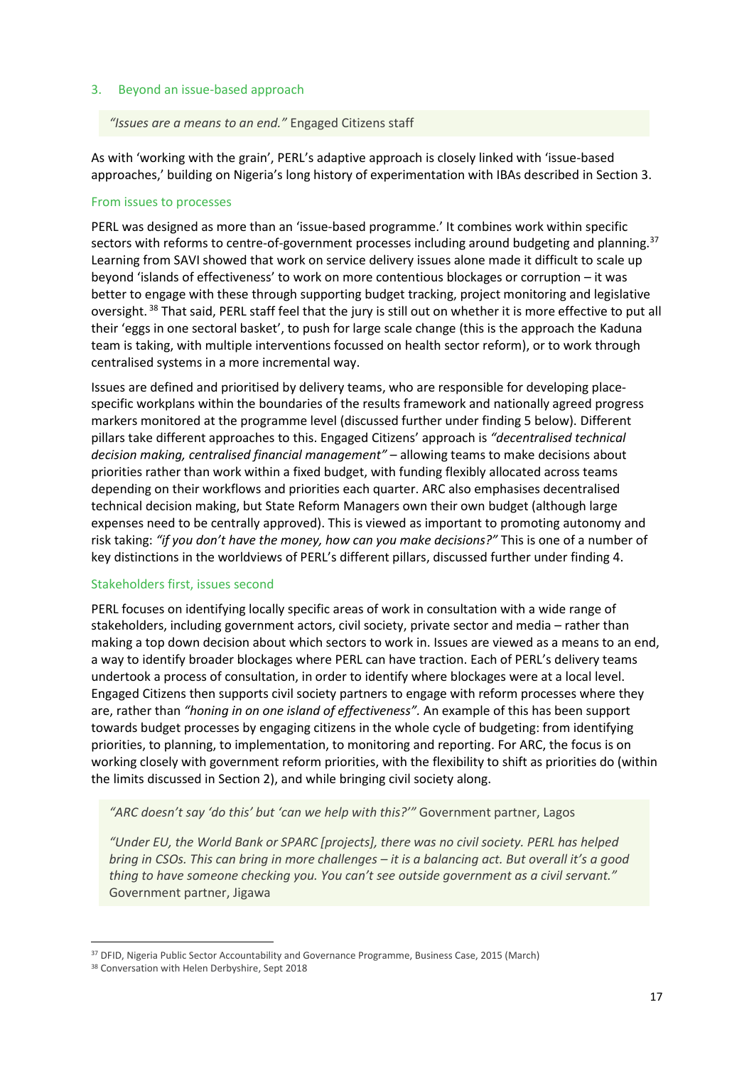## 3. Beyond an issue-based approach

> *"Issues are a means to an end."* Engaged Citizens staff

As with 'working with the grain', PERL's adaptive approach is closely linked with 'issue-based approaches,' building on Nigeria's long history of experimentation with IBAs described in Section 3.

### From issues to processes

PERL was designed as more than an 'issue-based programme.' It combines work within specific sectors with reforms to centre-of-government processes including around budgeting and planning.[37] Learning from SAVI showed that work on service delivery issues alone made it difficult to scale up beyond 'islands of effectiveness' to work on more contentious blockages or corruption – it was better to engage with these through supporting budget tracking, project monitoring and legislative oversight.[38] That said, PERL staff feel that the jury is still out on whether it is more effective to put all their 'eggs in one sectoral basket', to push for large scale change (this is the approach the Kaduna team is taking, with multiple interventions focussed on health sector reform), or to work through centralised systems in a more incremental way.

Issues are defined and prioritised by delivery teams, who are responsible for developing place-specific workplans within the boundaries of the results framework and nationally agreed progress markers monitored at the programme level (discussed further under finding 5 below). Different pillars take different approaches to this. Engaged Citizens' approach is *"decentralised technical decision making, centralised financial management"* – allowing teams to make decisions about priorities rather than work within a fixed budget, with funding flexibly allocated across teams depending on their workflows and priorities each quarter. ARC also emphasises decentralised technical decision making, but State Reform Managers own their own budget (although large expenses need to be centrally approved). This is viewed as important to promoting autonomy and risk taking: *"if you don't have the money, how can you make decisions?"* This is one of a number of key distinctions in the worldviews of PERL's different pillars, discussed further under finding 4.

### Stakeholders first, issues second

PERL focuses on identifying locally specific areas of work in consultation with a wide range of stakeholders, including government actors, civil society, private sector and media – rather than making a top down decision about which sectors to work in. Issues are viewed as a means to an end, a way to identify broader blockages where PERL can have traction. Each of PERL's delivery teams undertook a process of consultation, in order to identify where blockages were at a local level. Engaged Citizens then supports civil society partners to engage with reform processes where they are, rather than *"honing in on one island of effectiveness".* An example of this has been support towards budget processes by engaging citizens in the whole cycle of budgeting: from identifying priorities, to planning, to implementation, to monitoring and reporting. For ARC, the focus is on working closely with government reform priorities, with the flexibility to shift as priorities do (within the limits discussed in Section 2), and while bringing civil society along.

> *"ARC doesn't say 'do this' but 'can we help with this?'"* Government partner, Lagos
>
> *"Under EU, the World Bank or SPARC [projects], there was no civil society. PERL has helped bring in CSOs. This can bring in more challenges – it is a balancing act. But overall it's a good thing to have someone checking you. You can't see outside government as a civil servant."* Government partner, Jigawa

---

[37] DFID, Nigeria Public Sector Accountability and Governance Programme, Business Case, 2015 (March)

[38] Conversation with Helen Derbyshire, Sept 2018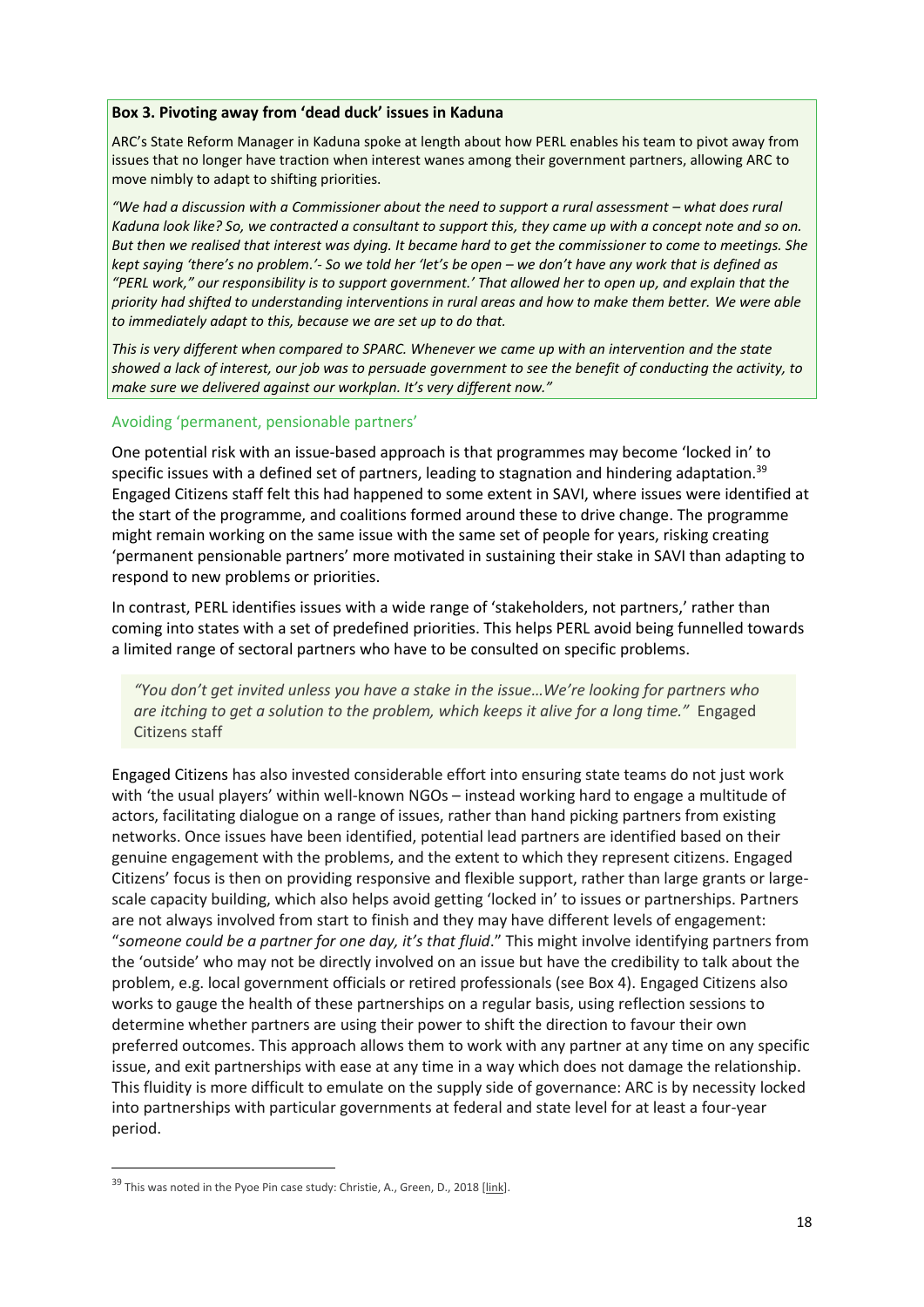**Box 3. Pivoting away from 'dead duck' issues in Kaduna**

ARC's State Reform Manager in Kaduna spoke at length about how PERL enables his team to pivot away from issues that no longer have traction when interest wanes among their government partners, allowing ARC to move nimbly to adapt to shifting priorities.

*"We had a discussion with a Commissioner about the need to support a rural assessment – what does rural Kaduna look like? So, we contracted a consultant to support this, they came up with a concept note and so on. But then we realised that interest was dying. It became hard to get the commissioner to come to meetings. She kept saying 'there's no problem.'- So we told her 'let's be open – we don't have any work that is defined as "PERL work," our responsibility is to support government.' That allowed her to open up, and explain that the priority had shifted to understanding interventions in rural areas and how to make them better. We were able to immediately adapt to this, because we are set up to do that.*

*This is very different when compared to SPARC. Whenever we came up with an intervention and the state showed a lack of interest, our job was to persuade government to see the benefit of conducting the activity, to make sure we delivered against our workplan. It's very different now."*

### Avoiding 'permanent, pensionable partners'

One potential risk with an issue-based approach is that programmes may become 'locked in' to specific issues with a defined set of partners, leading to stagnation and hindering adaptation.[39] Engaged Citizens staff felt this had happened to some extent in SAVI, where issues were identified at the start of the programme, and coalitions formed around these to drive change. The programme might remain working on the same issue with the same set of people for years, risking creating 'permanent pensionable partners' more motivated in sustaining their stake in SAVI than adapting to respond to new problems or priorities.

In contrast, PERL identifies issues with a wide range of 'stakeholders, not partners,' rather than coming into states with a set of predefined priorities. This helps PERL avoid being funnelled towards a limited range of sectoral partners who have to be consulted on specific problems.

> *"You don't get invited unless you have a stake in the issue…We're looking for partners who are itching to get a solution to the problem, which keeps it alive for a long time."* Engaged Citizens staff

Engaged Citizens has also invested considerable effort into ensuring state teams do not just work with 'the usual players' within well-known NGOs – instead working hard to engage a multitude of actors, facilitating dialogue on a range of issues, rather than hand picking partners from existing networks. Once issues have been identified, potential lead partners are identified based on their genuine engagement with the problems, and the extent to which they represent citizens. Engaged Citizens' focus is then on providing responsive and flexible support, rather than large grants or large-scale capacity building, which also helps avoid getting 'locked in' to issues or partnerships. Partners are not always involved from start to finish and they may have different levels of engagement: "*someone could be a partner for one day, it's that fluid*." This might involve identifying partners from the 'outside' who may not be directly involved on an issue but have the credibility to talk about the problem, e.g. local government officials or retired professionals (see Box 4). Engaged Citizens also works to gauge the health of these partnerships on a regular basis, using reflection sessions to determine whether partners are using their power to shift the direction to favour their own preferred outcomes. This approach allows them to work with any partner at any time on any specific issue, and exit partnerships with ease at any time in a way which does not damage the relationship. This fluidity is more difficult to emulate on the supply side of governance: ARC is by necessity locked into partnerships with particular governments at federal and state level for at least a four-year period.

---

[39] This was noted in the Pyoe Pin case study: Christie, A., Green, D., 2018 [link].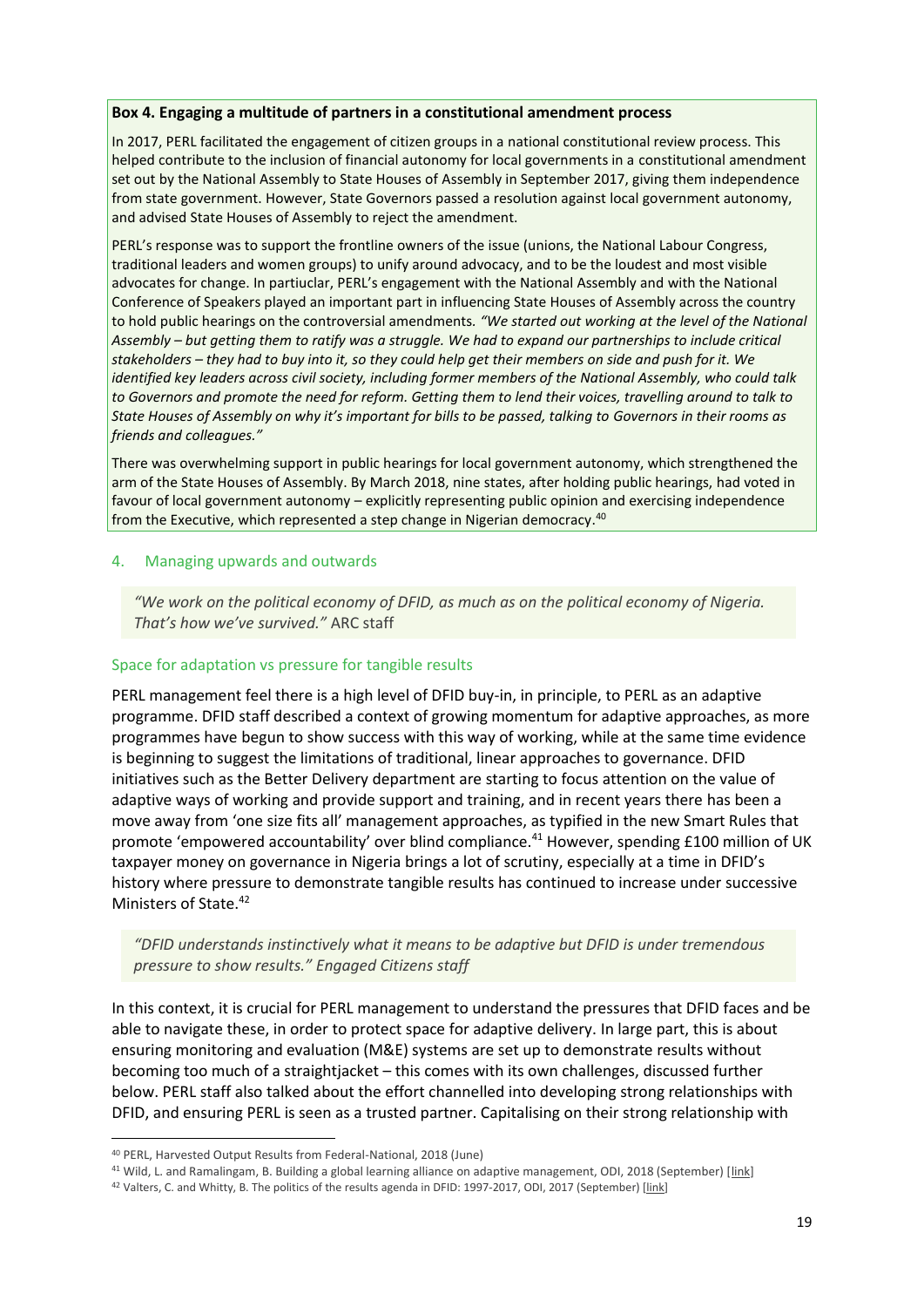**Box 4. Engaging a multitude of partners in a constitutional amendment process**

In 2017, PERL facilitated the engagement of citizen groups in a national constitutional review process. This helped contribute to the inclusion of financial autonomy for local governments in a constitutional amendment set out by the National Assembly to State Houses of Assembly in September 2017, giving them independence from state government. However, State Governors passed a resolution against local government autonomy, and advised State Houses of Assembly to reject the amendment.

PERL's response was to support the frontline owners of the issue (unions, the National Labour Congress, traditional leaders and women groups) to unify around advocacy, and to be the loudest and most visible advocates for change. In partiuclar, PERL's engagement with the National Assembly and with the National Conference of Speakers played an important part in influencing State Houses of Assembly across the country to hold public hearings on the controversial amendments. *"We started out working at the level of the National Assembly – but getting them to ratify was a struggle. We had to expand our partnerships to include critical stakeholders – they had to buy into it, so they could help get their members on side and push for it. We identified key leaders across civil society, including former members of the National Assembly, who could talk to Governors and promote the need for reform. Getting them to lend their voices, travelling around to talk to State Houses of Assembly on why it's important for bills to be passed, talking to Governors in their rooms as friends and colleagues."*

There was overwhelming support in public hearings for local government autonomy, which strengthened the arm of the State Houses of Assembly. By March 2018, nine states, after holding public hearings, had voted in favour of local government autonomy – explicitly representing public opinion and exercising independence from the Executive, which represented a step change in Nigerian democracy.[40]

## 4. Managing upwards and outwards

> *"We work on the political economy of DFID, as much as on the political economy of Nigeria. That's how we've survived."* ARC staff

### Space for adaptation vs pressure for tangible results

PERL management feel there is a high level of DFID buy-in, in principle, to PERL as an adaptive programme. DFID staff described a context of growing momentum for adaptive approaches, as more programmes have begun to show success with this way of working, while at the same time evidence is beginning to suggest the limitations of traditional, linear approaches to governance. DFID initiatives such as the Better Delivery department are starting to focus attention on the value of adaptive ways of working and provide support and training, and in recent years there has been a move away from 'one size fits all' management approaches, as typified in the new Smart Rules that promote 'empowered accountability' over blind compliance.[41] However, spending £100 million of UK taxpayer money on governance in Nigeria brings a lot of scrutiny, especially at a time in DFID's history where pressure to demonstrate tangible results has continued to increase under successive Ministers of State.[42]

> *"DFID understands instinctively what it means to be adaptive but DFID is under tremendous pressure to show results." Engaged Citizens staff*

In this context, it is crucial for PERL management to understand the pressures that DFID faces and be able to navigate these, in order to protect space for adaptive delivery. In large part, this is about ensuring monitoring and evaluation (M&E) systems are set up to demonstrate results without becoming too much of a straightjacket – this comes with its own challenges, discussed further below. PERL staff also talked about the effort channelled into developing strong relationships with DFID, and ensuring PERL is seen as a trusted partner. Capitalising on their strong relationship with

---

[40] PERL, Harvested Output Results from Federal-National, 2018 (June)

[41] Wild, L. and Ramalingam, B. Building a global learning alliance on adaptive management, ODI, 2018 (September) [link]

[42] Valters, C. and Whitty, B. The politics of the results agenda in DFID: 1997-2017, ODI, 2017 (September) [link]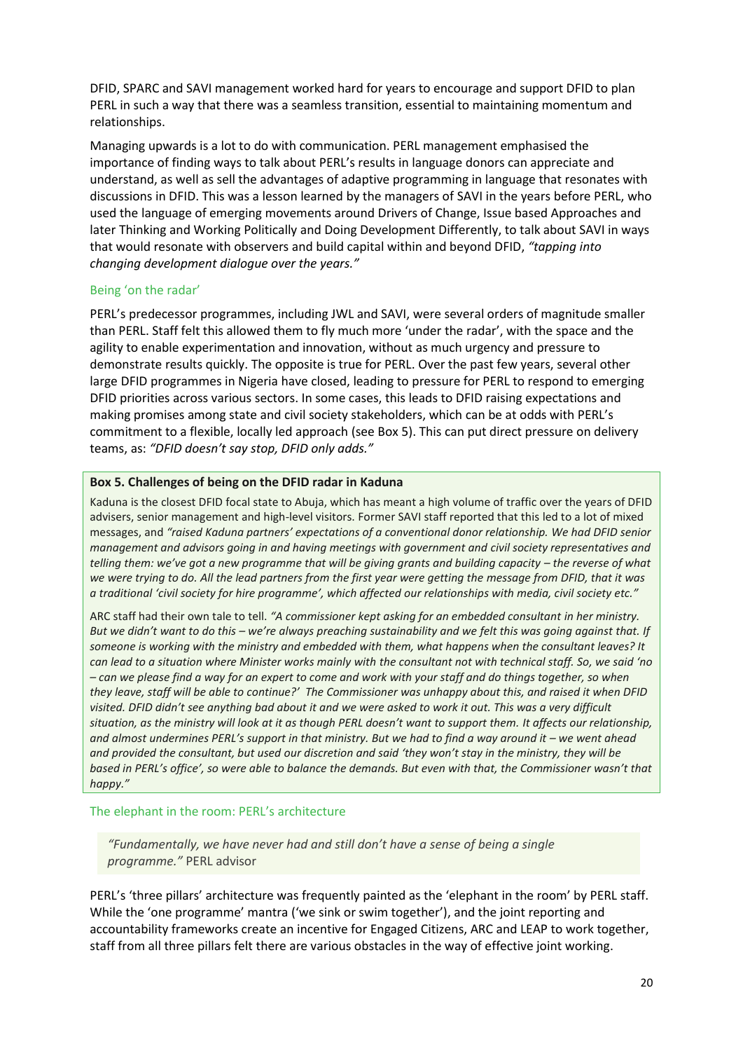DFID, SPARC and SAVI management worked hard for years to encourage and support DFID to plan PERL in such a way that there was a seamless transition, essential to maintaining momentum and relationships.

Managing upwards is a lot to do with communication. PERL management emphasised the importance of finding ways to talk about PERL's results in language donors can appreciate and understand, as well as sell the advantages of adaptive programming in language that resonates with discussions in DFID. This was a lesson learned by the managers of SAVI in the years before PERL, who used the language of emerging movements around Drivers of Change, Issue based Approaches and later Thinking and Working Politically and Doing Development Differently, to talk about SAVI in ways that would resonate with observers and build capital within and beyond DFID, *"tapping into changing development dialogue over the years."*

### Being 'on the radar'

PERL's predecessor programmes, including JWL and SAVI, were several orders of magnitude smaller than PERL. Staff felt this allowed them to fly much more 'under the radar', with the space and the agility to enable experimentation and innovation, without as much urgency and pressure to demonstrate results quickly. The opposite is true for PERL. Over the past few years, several other large DFID programmes in Nigeria have closed, leading to pressure for PERL to respond to emerging DFID priorities across various sectors. In some cases, this leads to DFID raising expectations and making promises among state and civil society stakeholders, which can be at odds with PERL's commitment to a flexible, locally led approach (see Box 5). This can put direct pressure on delivery teams, as: *"DFID doesn't say stop, DFID only adds."*

> **Box 5. Challenges of being on the DFID radar in Kaduna**
>
> Kaduna is the closest DFID focal state to Abuja, which has meant a high volume of traffic over the years of DFID advisers, senior management and high-level visitors. Former SAVI staff reported that this led to a lot of mixed messages, and *"raised Kaduna partners' expectations of a conventional donor relationship. We had DFID senior management and advisors going in and having meetings with government and civil society representatives and telling them: we've got a new programme that will be giving grants and building capacity – the reverse of what we were trying to do. All the lead partners from the first year were getting the message from DFID, that it was a traditional 'civil society for hire programme', which affected our relationships with media, civil society etc."*
>
> ARC staff had their own tale to tell. *"A commissioner kept asking for an embedded consultant in her ministry. But we didn't want to do this – we're always preaching sustainability and we felt this was going against that. If someone is working with the ministry and embedded with them, what happens when the consultant leaves? It can lead to a situation where Minister works mainly with the consultant not with technical staff. So, we said 'no – can we please find a way for an expert to come and work with your staff and do things together, so when they leave, staff will be able to continue?' The Commissioner was unhappy about this, and raised it when DFID visited. DFID didn't see anything bad about it and we were asked to work it out. This was a very difficult situation, as the ministry will look at it as though PERL doesn't want to support them. It affects our relationship, and almost undermines PERL's support in that ministry. But we had to find a way around it – we went ahead and provided the consultant, but used our discretion and said 'they won't stay in the ministry, they will be based in PERL's office', so were able to balance the demands. But even with that, the Commissioner wasn't that happy."*

### The elephant in the room: PERL's architecture

> *"Fundamentally, we have never had and still don't have a sense of being a single programme."* PERL advisor

PERL's 'three pillars' architecture was frequently painted as the 'elephant in the room' by PERL staff. While the 'one programme' mantra ('we sink or swim together'), and the joint reporting and accountability frameworks create an incentive for Engaged Citizens, ARC and LEAP to work together, staff from all three pillars felt there are various obstacles in the way of effective joint working.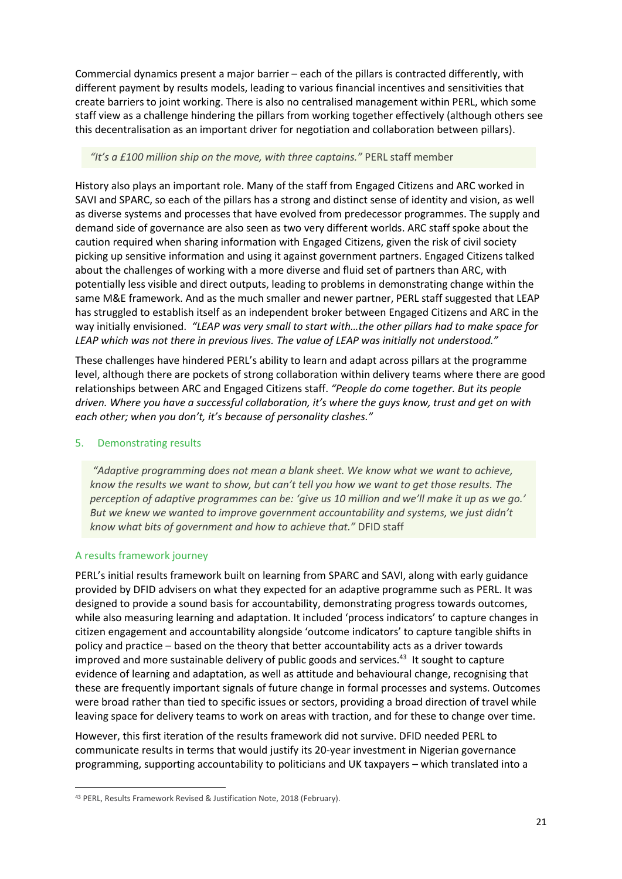Commercial dynamics present a major barrier – each of the pillars is contracted differently, with different payment by results models, leading to various financial incentives and sensitivities that create barriers to joint working. There is also no centralised management within PERL, which some staff view as a challenge hindering the pillars from working together effectively (although others see this decentralisation as an important driver for negotiation and collaboration between pillars).

> *"It's a £100 million ship on the move, with three captains."* PERL staff member

History also plays an important role. Many of the staff from Engaged Citizens and ARC worked in SAVI and SPARC, so each of the pillars has a strong and distinct sense of identity and vision, as well as diverse systems and processes that have evolved from predecessor programmes. The supply and demand side of governance are also seen as two very different worlds. ARC staff spoke about the caution required when sharing information with Engaged Citizens, given the risk of civil society picking up sensitive information and using it against government partners. Engaged Citizens talked about the challenges of working with a more diverse and fluid set of partners than ARC, with potentially less visible and direct outputs, leading to problems in demonstrating change within the same M&E framework. And as the much smaller and newer partner, PERL staff suggested that LEAP has struggled to establish itself as an independent broker between Engaged Citizens and ARC in the way initially envisioned. *"LEAP was very small to start with…the other pillars had to make space for LEAP which was not there in previous lives. The value of LEAP was initially not understood."*

These challenges have hindered PERL's ability to learn and adapt across pillars at the programme level, although there are pockets of strong collaboration within delivery teams where there are good relationships between ARC and Engaged Citizens staff. *"People do come together. But its people driven. Where you have a successful collaboration, it's where the guys know, trust and get on with each other; when you don't, it's because of personality clashes."*

## 5. Demonstrating results

> *"Adaptive programming does not mean a blank sheet. We know what we want to achieve, know the results we want to show, but can't tell you how we want to get those results. The perception of adaptive programmes can be: 'give us 10 million and we'll make it up as we go.' But we knew we wanted to improve government accountability and systems, we just didn't know what bits of government and how to achieve that."* DFID staff

### A results framework journey

PERL's initial results framework built on learning from SPARC and SAVI, along with early guidance provided by DFID advisers on what they expected for an adaptive programme such as PERL. It was designed to provide a sound basis for accountability, demonstrating progress towards outcomes, while also measuring learning and adaptation. It included 'process indicators' to capture changes in citizen engagement and accountability alongside 'outcome indicators' to capture tangible shifts in policy and practice – based on the theory that better accountability acts as a driver towards improved and more sustainable delivery of public goods and services.[43] It sought to capture evidence of learning and adaptation, as well as attitude and behavioural change, recognising that these are frequently important signals of future change in formal processes and systems. Outcomes were broad rather than tied to specific issues or sectors, providing a broad direction of travel while leaving space for delivery teams to work on areas with traction, and for these to change over time.

However, this first iteration of the results framework did not survive. DFID needed PERL to communicate results in terms that would justify its 20-year investment in Nigerian governance programming, supporting accountability to politicians and UK taxpayers – which translated into a

[43] PERL, Results Framework Revised & Justification Note, 2018 (February).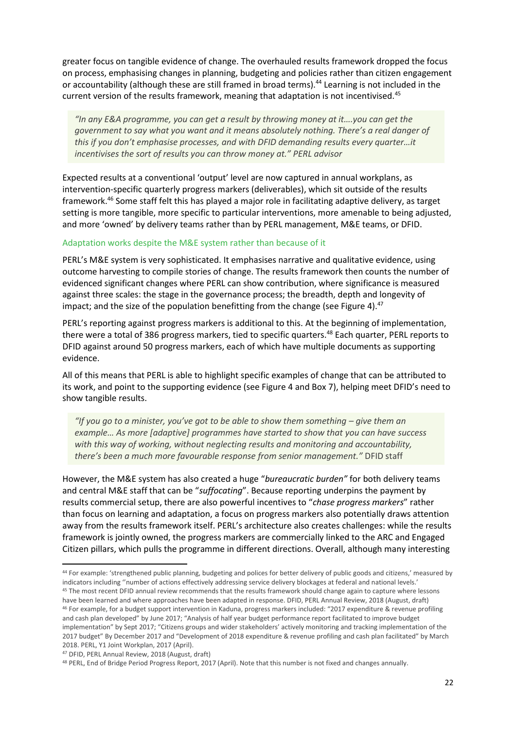greater focus on tangible evidence of change. The overhauled results framework dropped the focus on process, emphasising changes in planning, budgeting and policies rather than citizen engagement or accountability (although these are still framed in broad terms).[44] Learning is not included in the current version of the results framework, meaning that adaptation is not incentivised.[45]

> *"In any E&A programme, you can get a result by throwing money at it….you can get the government to say what you want and it means absolutely nothing. There's a real danger of this if you don't emphasise processes, and with DFID demanding results every quarter…it incentivises the sort of results you can throw money at." PERL advisor*

Expected results at a conventional 'output' level are now captured in annual workplans, as intervention-specific quarterly progress markers (deliverables), which sit outside of the results framework.[46] Some staff felt this has played a major role in facilitating adaptive delivery, as target setting is more tangible, more specific to particular interventions, more amenable to being adjusted, and more 'owned' by delivery teams rather than by PERL management, M&E teams, or DFID.

### Adaptation works despite the M&E system rather than because of it

PERL's M&E system is very sophisticated. It emphasises narrative and qualitative evidence, using outcome harvesting to compile stories of change. The results framework then counts the number of evidenced significant changes where PERL can show contribution, where significance is measured against three scales: the stage in the governance process; the breadth, depth and longevity of impact; and the size of the population benefitting from the change (see Figure 4).[47]

PERL's reporting against progress markers is additional to this. At the beginning of implementation, there were a total of 386 progress markers, tied to specific quarters.[48] Each quarter, PERL reports to DFID against around 50 progress markers, each of which have multiple documents as supporting evidence.

All of this means that PERL is able to highlight specific examples of change that can be attributed to its work, and point to the supporting evidence (see Figure 4 and Box 7), helping meet DFID's need to show tangible results.

> *"If you go to a minister, you've got to be able to show them something – give them an example… As more [adaptive] programmes have started to show that you can have success with this way of working, without neglecting results and monitoring and accountability, there's been a much more favourable response from senior management."* DFID staff

However, the M&E system has also created a huge "*bureaucratic burden"* for both delivery teams and central M&E staff that can be "*suffocating*". Because reporting underpins the payment by results commercial setup, there are also powerful incentives to "*chase progress markers*" rather than focus on learning and adaptation, a focus on progress markers also potentially draws attention away from the results framework itself. PERL's architecture also creates challenges: while the results framework is jointly owned, the progress markers are commercially linked to the ARC and Engaged Citizen pillars, which pulls the programme in different directions. Overall, although many interesting

---

[44] For example: 'strengthened public planning, budgeting and polices for better delivery of public goods and citizens,' measured by indicators including ''number of actions effectively addressing service delivery blockages at federal and national levels.'

[45] The most recent DFID annual review recommends that the results framework should change again to capture where lessons have been learned and where approaches have been adapted in response. DFID, PERL Annual Review, 2018 (August, draft)

[46] For example, for a budget support intervention in Kaduna, progress markers included: "2017 expenditure & revenue profiling and cash plan developed" by June 2017; "Analysis of half year budget performance report facilitated to improve budget implementation" by Sept 2017; "Citizens groups and wider stakeholders' actively monitoring and tracking implementation of the 2017 budget" By December 2017 and "Development of 2018 expenditure & revenue profiling and cash plan facilitated" by March 2018. PERL, Y1 Joint Workplan, 2017 (April).

[47] DFID, PERL Annual Review, 2018 (August, draft)

[48] PERL, End of Bridge Period Progress Report, 2017 (April). Note that this number is not fixed and changes annually.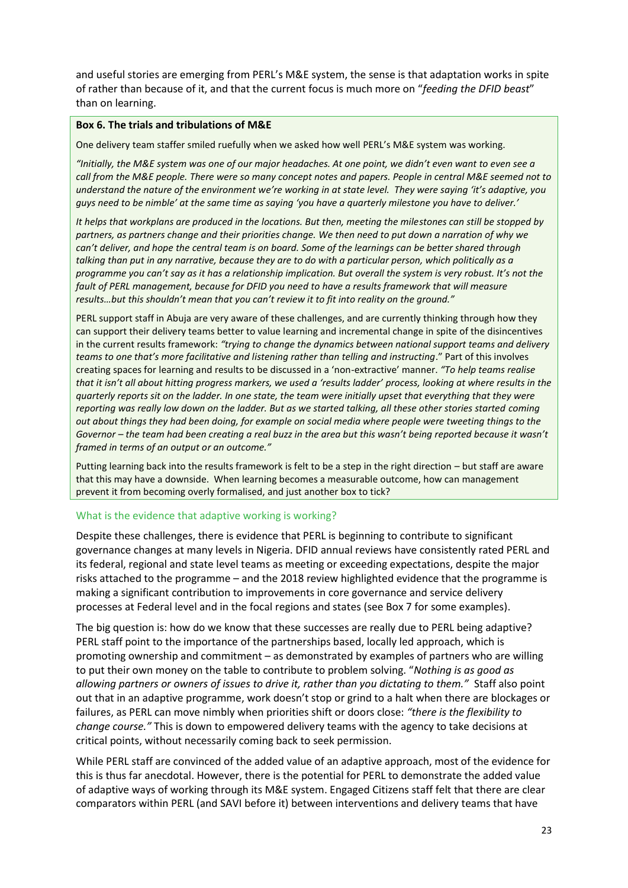and useful stories are emerging from PERL's M&E system, the sense is that adaptation works in spite of rather than because of it, and that the current focus is much more on "*feeding the DFID beast*" than on learning.

**Box 6. The trials and tribulations of M&E**

One delivery team staffer smiled ruefully when we asked how well PERL's M&E system was working.

*"Initially, the M&E system was one of our major headaches. At one point, we didn't even want to even see a call from the M&E people. There were so many concept notes and papers. People in central M&E seemed not to understand the nature of the environment we're working in at state level. They were saying 'it's adaptive, you guys need to be nimble' at the same time as saying 'you have a quarterly milestone you have to deliver.'*

*It helps that workplans are produced in the locations. But then, meeting the milestones can still be stopped by partners, as partners change and their priorities change. We then need to put down a narration of why we can't deliver, and hope the central team is on board. Some of the learnings can be better shared through talking than put in any narrative, because they are to do with a particular person, which politically as a programme you can't say as it has a relationship implication. But overall the system is very robust. It's not the fault of PERL management, because for DFID you need to have a results framework that will measure results…but this shouldn't mean that you can't review it to fit into reality on the ground."*

PERL support staff in Abuja are very aware of these challenges, and are currently thinking through how they can support their delivery teams better to value learning and incremental change in spite of the disincentives in the current results framework: *"trying to change the dynamics between national support teams and delivery teams to one that's more facilitative and listening rather than telling and instructing*." Part of this involves creating spaces for learning and results to be discussed in a 'non-extractive' manner. *"To help teams realise that it isn't all about hitting progress markers, we used a 'results ladder' process, looking at where results in the quarterly reports sit on the ladder. In one state, the team were initially upset that everything that they were reporting was really low down on the ladder. But as we started talking, all these other stories started coming out about things they had been doing, for example on social media where people were tweeting things to the Governor – the team had been creating a real buzz in the area but this wasn't being reported because it wasn't framed in terms of an output or an outcome."*

Putting learning back into the results framework is felt to be a step in the right direction – but staff are aware that this may have a downside. When learning becomes a measurable outcome, how can management prevent it from becoming overly formalised, and just another box to tick?

### What is the evidence that adaptive working is working?

Despite these challenges, there is evidence that PERL is beginning to contribute to significant governance changes at many levels in Nigeria. DFID annual reviews have consistently rated PERL and its federal, regional and state level teams as meeting or exceeding expectations, despite the major risks attached to the programme – and the 2018 review highlighted evidence that the programme is making a significant contribution to improvements in core governance and service delivery processes at Federal level and in the focal regions and states (see Box 7 for some examples).

The big question is: how do we know that these successes are really due to PERL being adaptive? PERL staff point to the importance of the partnerships based, locally led approach, which is promoting ownership and commitment – as demonstrated by examples of partners who are willing to put their own money on the table to contribute to problem solving. "*Nothing is as good as allowing partners or owners of issues to drive it, rather than you dictating to them."* Staff also point out that in an adaptive programme, work doesn't stop or grind to a halt when there are blockages or failures, as PERL can move nimbly when priorities shift or doors close: *"there is the flexibility to change course."* This is down to empowered delivery teams with the agency to take decisions at critical points, without necessarily coming back to seek permission.

While PERL staff are convinced of the added value of an adaptive approach, most of the evidence for this is thus far anecdotal. However, there is the potential for PERL to demonstrate the added value of adaptive ways of working through its M&E system. Engaged Citizens staff felt that there are clear comparators within PERL (and SAVI before it) between interventions and delivery teams that have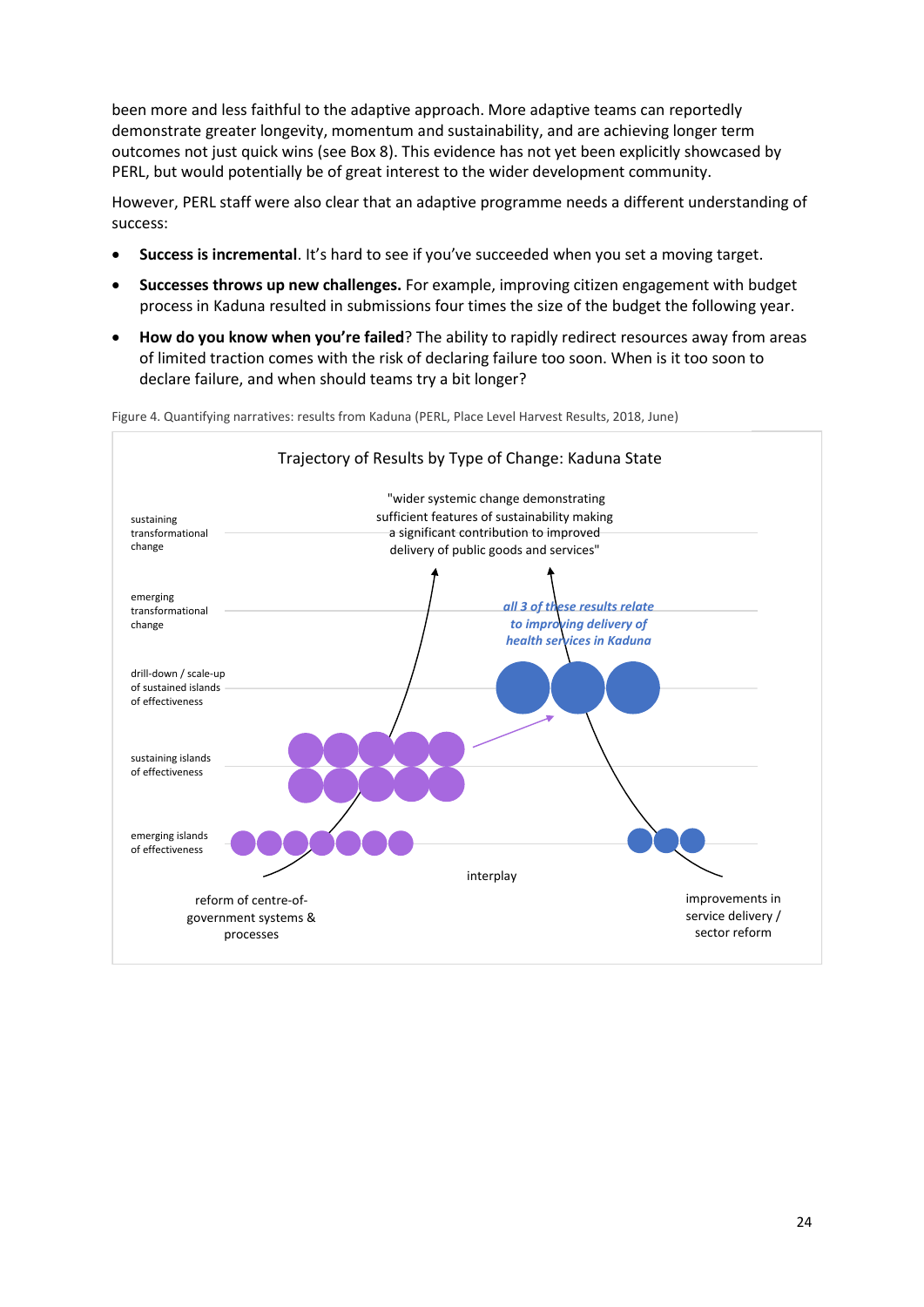been more and less faithful to the adaptive approach. More adaptive teams can reportedly demonstrate greater longevity, momentum and sustainability, and are achieving longer term outcomes not just quick wins (see Box 8). This evidence has not yet been explicitly showcased by PERL, but would potentially be of great interest to the wider development community.

However, PERL staff were also clear that an adaptive programme needs a different understanding of success:

- **Success is incremental**. It's hard to see if you've succeeded when you set a moving target.
- **Successes throws up new challenges.** For example, improving citizen engagement with budget process in Kaduna resulted in submissions four times the size of the budget the following year.
- **How do you know when you're failed**? The ability to rapidly redirect resources away from areas of limited traction comes with the risk of declaring failure too soon. When is it too soon to declare failure, and when should teams try a bit longer?

Figure 4. Quantifying narratives: results from Kaduna (PERL, Place Level Harvest Results, 2018, June)

Trajectory of Results by Type of Change: Kaduna State

sustaining transformational change

emerging transformational change

drill-down / scale-up of sustained islands of effectiveness

sustaining islands of effectiveness

emerging islands of effectiveness

"wider systemic change demonstrating sufficient features of sustainability making a significant contribution to improved delivery of public goods and services"

*all 3 of these results relate to improving delivery of health services in Kaduna*

interplay

reform of centre-of-government systems & processes

improvements in service delivery / sector reform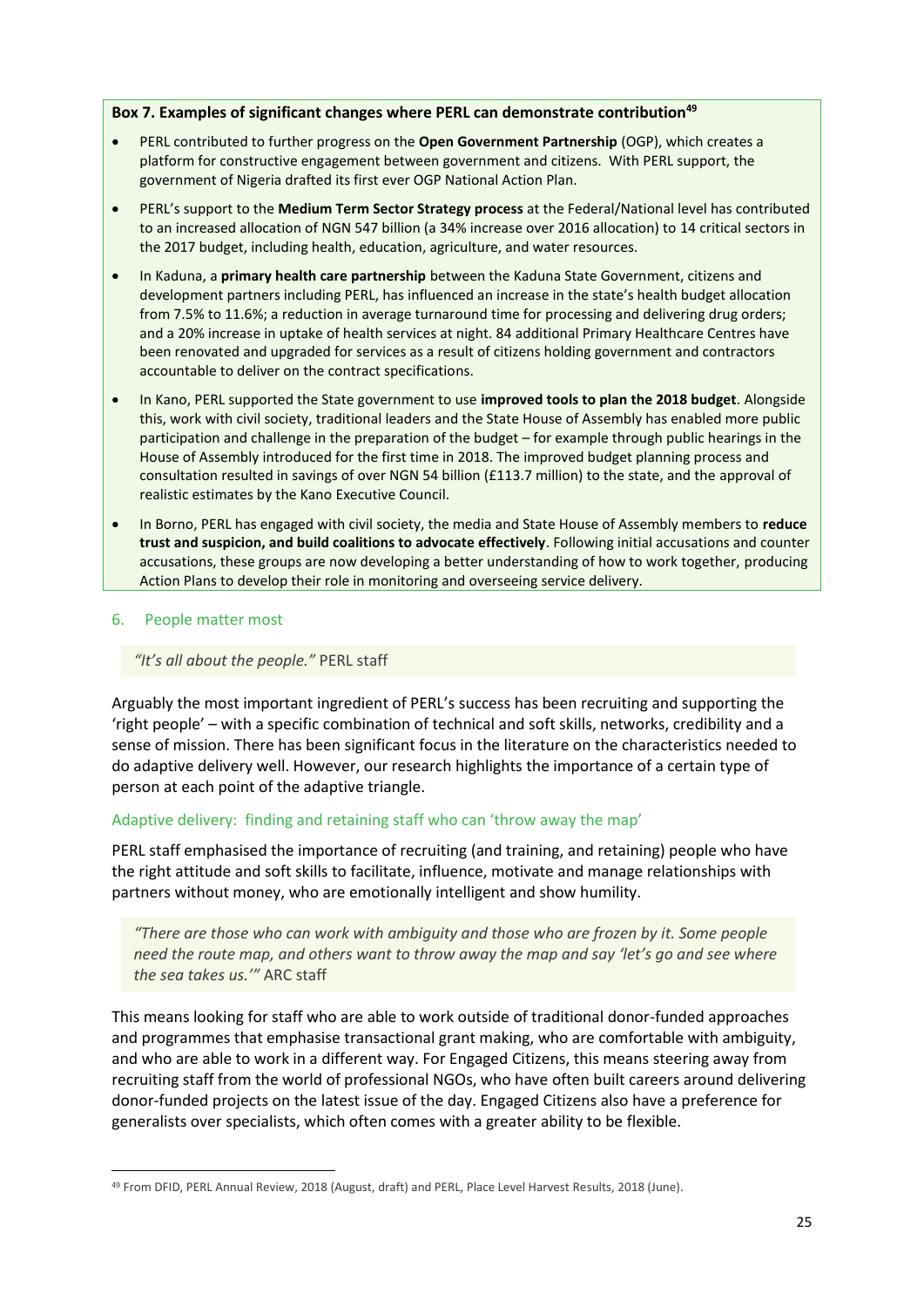**Box 7. Examples of significant changes where PERL can demonstrate contribution[49]**

- PERL contributed to further progress on the **Open Government Partnership** (OGP), which creates a platform for constructive engagement between government and citizens. With PERL support, the government of Nigeria drafted its first ever OGP National Action Plan.
- PERL's support to the **Medium Term Sector Strategy process** at the Federal/National level has contributed to an increased allocation of NGN 547 billion (a 34% increase over 2016 allocation) to 14 critical sectors in the 2017 budget, including health, education, agriculture, and water resources.
- In Kaduna, a **primary health care partnership** between the Kaduna State Government, citizens and development partners including PERL, has influenced an increase in the state's health budget allocation from 7.5% to 11.6%; a reduction in average turnaround time for processing and delivering drug orders; and a 20% increase in uptake of health services at night. 84 additional Primary Healthcare Centres have been renovated and upgraded for services as a result of citizens holding government and contractors accountable to deliver on the contract specifications.
- In Kano, PERL supported the State government to use **improved tools to plan the 2018 budget**. Alongside this, work with civil society, traditional leaders and the State House of Assembly has enabled more public participation and challenge in the preparation of the budget – for example through public hearings in the House of Assembly introduced for the first time in 2018. The improved budget planning process and consultation resulted in savings of over NGN 54 billion (£113.7 million) to the state, and the approval of realistic estimates by the Kano Executive Council.
- In Borno, PERL has engaged with civil society, the media and State House of Assembly members to **reduce trust and suspicion, and build coalitions to advocate effectively**. Following initial accusations and counter accusations, these groups are now developing a better understanding of how to work together, producing Action Plans to develop their role in monitoring and overseeing service delivery.

## 6. People matter most

> *"It's all about the people."* PERL staff

Arguably the most important ingredient of PERL's success has been recruiting and supporting the 'right people' – with a specific combination of technical and soft skills, networks, credibility and a sense of mission. There has been significant focus in the literature on the characteristics needed to do adaptive delivery well. However, our research highlights the importance of a certain type of person at each point of the adaptive triangle.

### Adaptive delivery: finding and retaining staff who can 'throw away the map'

PERL staff emphasised the importance of recruiting (and training, and retaining) people who have the right attitude and soft skills to facilitate, influence, motivate and manage relationships with partners without money, who are emotionally intelligent and show humility.

> *"There are those who can work with ambiguity and those who are frozen by it. Some people need the route map, and others want to throw away the map and say 'let's go and see where the sea takes us.'"* ARC staff

This means looking for staff who are able to work outside of traditional donor-funded approaches and programmes that emphasise transactional grant making, who are comfortable with ambiguity, and who are able to work in a different way. For Engaged Citizens, this means steering away from recruiting staff from the world of professional NGOs, who have often built careers around delivering donor-funded projects on the latest issue of the day. Engaged Citizens also have a preference for generalists over specialists, which often comes with a greater ability to be flexible.

[49] From DFID, PERL Annual Review, 2018 (August, draft) and PERL, Place Level Harvest Results, 2018 (June).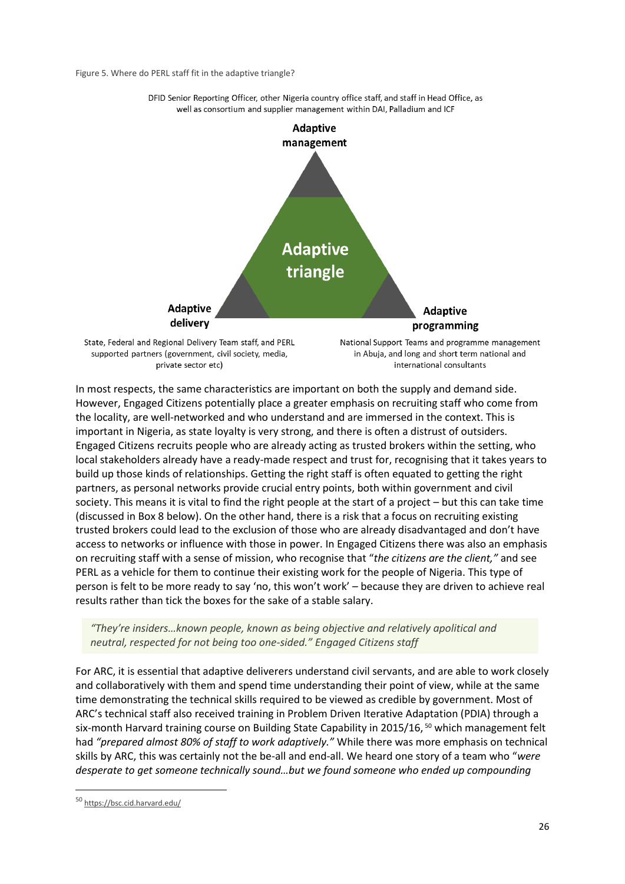Figure 5. Where do PERL staff fit in the adaptive triangle?

DFID Senior Reporting Officer, other Nigeria country office staff, and staff in Head Office, as well as consortium and supplier management within DAI, Palladium and ICF

**Adaptive management**

**Adaptive triangle**

**Adaptive delivery**

State, Federal and Regional Delivery Team staff, and PERL supported partners (government, civil society, media, private sector etc)

**Adaptive programming**

National Support Teams and programme management in Abuja, and long and short term national and international consultants

In most respects, the same characteristics are important on both the supply and demand side. However, Engaged Citizens potentially place a greater emphasis on recruiting staff who come from the locality, are well-networked and who understand and are immersed in the context. This is important in Nigeria, as state loyalty is very strong, and there is often a distrust of outsiders. Engaged Citizens recruits people who are already acting as trusted brokers within the setting, who local stakeholders already have a ready-made respect and trust for, recognising that it takes years to build up those kinds of relationships. Getting the right staff is often equated to getting the right partners, as personal networks provide crucial entry points, both within government and civil society. This means it is vital to find the right people at the start of a project – but this can take time (discussed in Box 8 below). On the other hand, there is a risk that a focus on recruiting existing trusted brokers could lead to the exclusion of those who are already disadvantaged and don't have access to networks or influence with those in power. In Engaged Citizens there was also an emphasis on recruiting staff with a sense of mission, who recognise that "*the citizens are the client,"* and see PERL as a vehicle for them to continue their existing work for the people of Nigeria. This type of person is felt to be more ready to say 'no, this won't work' – because they are driven to achieve real results rather than tick the boxes for the sake of a stable salary.

> *"They're insiders…known people, known as being objective and relatively apolitical and neutral, respected for not being too one-sided." Engaged Citizens staff*

For ARC, it is essential that adaptive deliverers understand civil servants, and are able to work closely and collaboratively with them and spend time understanding their point of view, while at the same time demonstrating the technical skills required to be viewed as credible by government. Most of ARC's technical staff also received training in Problem Driven Iterative Adaptation (PDIA) through a six-month Harvard training course on Building State Capability in 2015/16, [50] which management felt had *"prepared almost 80% of staff to work adaptively."* While there was more emphasis on technical skills by ARC, this was certainly not the be-all and end-all. We heard one story of a team who "*were desperate to get someone technically sound…but we found someone who ended up compounding*

[50] https://bsc.cid.harvard.edu/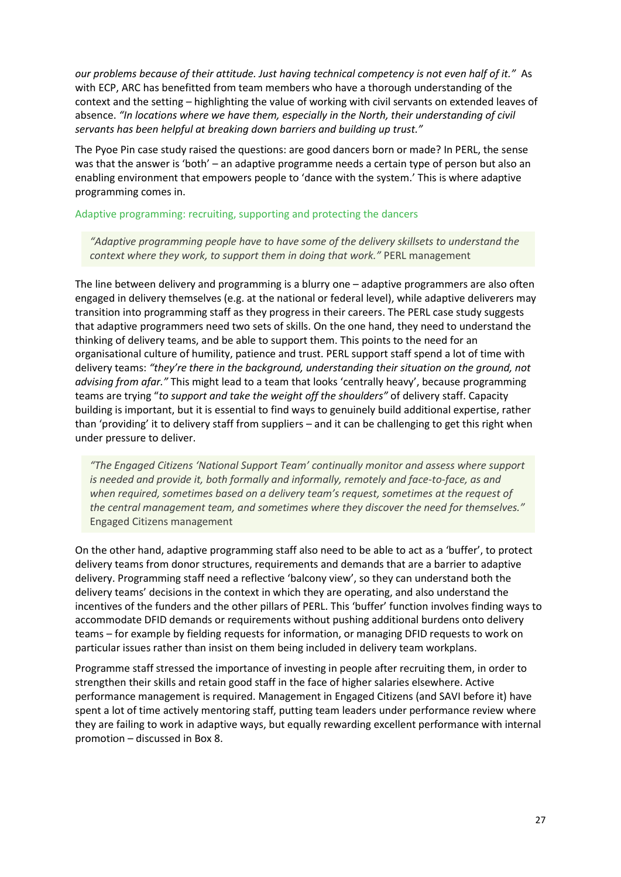*our problems because of their attitude. Just having technical competency is not even half of it."* As with ECP, ARC has benefitted from team members who have a thorough understanding of the context and the setting – highlighting the value of working with civil servants on extended leaves of absence. *"In locations where we have them, especially in the North, their understanding of civil servants has been helpful at breaking down barriers and building up trust."*

The Pyoe Pin case study raised the questions: are good dancers born or made? In PERL, the sense was that the answer is 'both' – an adaptive programme needs a certain type of person but also an enabling environment that empowers people to 'dance with the system.' This is where adaptive programming comes in.

### Adaptive programming: recruiting, supporting and protecting the dancers

> *"Adaptive programming people have to have some of the delivery skillsets to understand the context where they work, to support them in doing that work."* PERL management

The line between delivery and programming is a blurry one – adaptive programmers are also often engaged in delivery themselves (e.g. at the national or federal level), while adaptive deliverers may transition into programming staff as they progress in their careers. The PERL case study suggests that adaptive programmers need two sets of skills. On the one hand, they need to understand the thinking of delivery teams, and be able to support them. This points to the need for an organisational culture of humility, patience and trust. PERL support staff spend a lot of time with delivery teams: *"they're there in the background, understanding their situation on the ground, not advising from afar."* This might lead to a team that looks 'centrally heavy', because programming teams are trying "*to support and take the weight off the shoulders"* of delivery staff. Capacity building is important, but it is essential to find ways to genuinely build additional expertise, rather than 'providing' it to delivery staff from suppliers – and it can be challenging to get this right when under pressure to deliver.

> *"The Engaged Citizens 'National Support Team' continually monitor and assess where support is needed and provide it, both formally and informally, remotely and face-to-face, as and when required, sometimes based on a delivery team's request, sometimes at the request of the central management team, and sometimes where they discover the need for themselves."* Engaged Citizens management

On the other hand, adaptive programming staff also need to be able to act as a 'buffer', to protect delivery teams from donor structures, requirements and demands that are a barrier to adaptive delivery. Programming staff need a reflective 'balcony view', so they can understand both the delivery teams' decisions in the context in which they are operating, and also understand the incentives of the funders and the other pillars of PERL. This 'buffer' function involves finding ways to accommodate DFID demands or requirements without pushing additional burdens onto delivery teams – for example by fielding requests for information, or managing DFID requests to work on particular issues rather than insist on them being included in delivery team workplans.

Programme staff stressed the importance of investing in people after recruiting them, in order to strengthen their skills and retain good staff in the face of higher salaries elsewhere. Active performance management is required. Management in Engaged Citizens (and SAVI before it) have spent a lot of time actively mentoring staff, putting team leaders under performance review where they are failing to work in adaptive ways, but equally rewarding excellent performance with internal promotion – discussed in Box 8.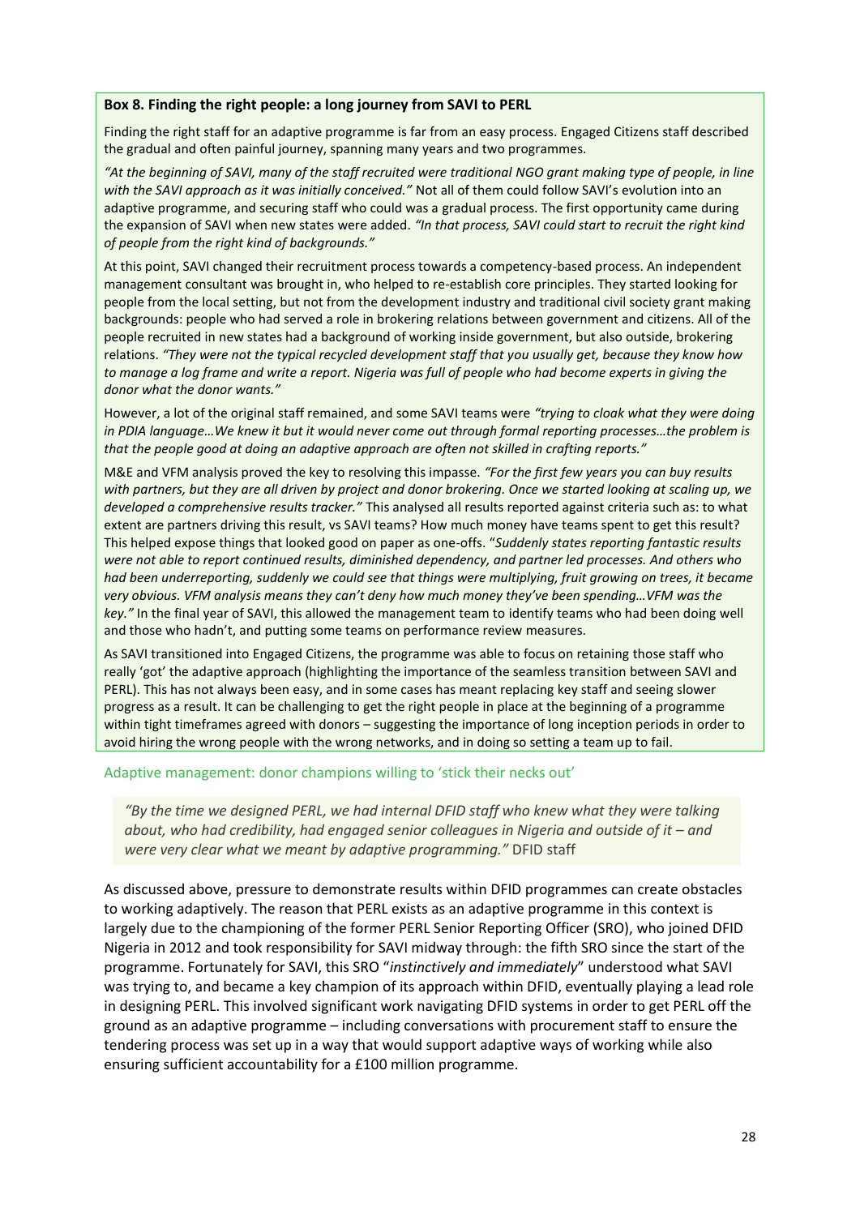**Box 8. Finding the right people: a long journey from SAVI to PERL**

Finding the right staff for an adaptive programme is far from an easy process. Engaged Citizens staff described the gradual and often painful journey, spanning many years and two programmes.

*"At the beginning of SAVI, many of the staff recruited were traditional NGO grant making type of people, in line with the SAVI approach as it was initially conceived."* Not all of them could follow SAVI's evolution into an adaptive programme, and securing staff who could was a gradual process. The first opportunity came during the expansion of SAVI when new states were added. *"In that process, SAVI could start to recruit the right kind of people from the right kind of backgrounds."*

At this point, SAVI changed their recruitment process towards a competency-based process. An independent management consultant was brought in, who helped to re-establish core principles. They started looking for people from the local setting, but not from the development industry and traditional civil society grant making backgrounds: people who had served a role in brokering relations between government and citizens. All of the people recruited in new states had a background of working inside government, but also outside, brokering relations. *"They were not the typical recycled development staff that you usually get, because they know how to manage a log frame and write a report. Nigeria was full of people who had become experts in giving the donor what the donor wants."*

However, a lot of the original staff remained, and some SAVI teams were *"trying to cloak what they were doing in PDIA language…We knew it but it would never come out through formal reporting processes…the problem is that the people good at doing an adaptive approach are often not skilled in crafting reports."*

M&E and VFM analysis proved the key to resolving this impasse. *"For the first few years you can buy results with partners, but they are all driven by project and donor brokering. Once we started looking at scaling up, we developed a comprehensive results tracker."* This analysed all results reported against criteria such as: to what extent are partners driving this result, vs SAVI teams? How much money have teams spent to get this result? This helped expose things that looked good on paper as one-offs. "*Suddenly states reporting fantastic results were not able to report continued results, diminished dependency, and partner led processes. And others who had been underreporting, suddenly we could see that things were multiplying, fruit growing on trees, it became very obvious. VFM analysis means they can't deny how much money they've been spending…VFM was the key."* In the final year of SAVI, this allowed the management team to identify teams who had been doing well and those who hadn't, and putting some teams on performance review measures.

As SAVI transitioned into Engaged Citizens, the programme was able to focus on retaining those staff who really 'got' the adaptive approach (highlighting the importance of the seamless transition between SAVI and PERL). This has not always been easy, and in some cases has meant replacing key staff and seeing slower progress as a result. It can be challenging to get the right people in place at the beginning of a programme within tight timeframes agreed with donors – suggesting the importance of long inception periods in order to avoid hiring the wrong people with the wrong networks, and in doing so setting a team up to fail.

### Adaptive management: donor champions willing to 'stick their necks out'

> *"By the time we designed PERL, we had internal DFID staff who knew what they were talking about, who had credibility, had engaged senior colleagues in Nigeria and outside of it – and were very clear what we meant by adaptive programming."* DFID staff

As discussed above, pressure to demonstrate results within DFID programmes can create obstacles to working adaptively. The reason that PERL exists as an adaptive programme in this context is largely due to the championing of the former PERL Senior Reporting Officer (SRO), who joined DFID Nigeria in 2012 and took responsibility for SAVI midway through: the fifth SRO since the start of the programme. Fortunately for SAVI, this SRO "*instinctively and immediately*" understood what SAVI was trying to, and became a key champion of its approach within DFID, eventually playing a lead role in designing PERL. This involved significant work navigating DFID systems in order to get PERL off the ground as an adaptive programme – including conversations with procurement staff to ensure the tendering process was set up in a way that would support adaptive ways of working while also ensuring sufficient accountability for a £100 million programme.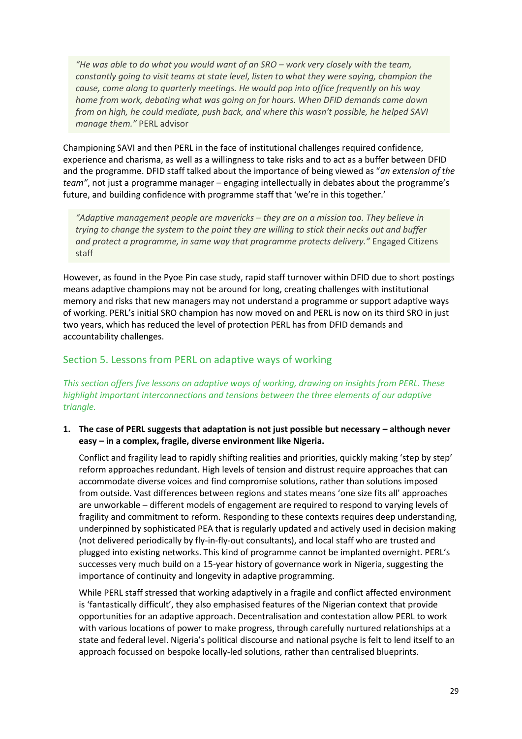> *"He was able to do what you would want of an SRO – work very closely with the team, constantly going to visit teams at state level, listen to what they were saying, champion the cause, come along to quarterly meetings. He would pop into office frequently on his way home from work, debating what was going on for hours. When DFID demands came down from on high, he could mediate, push back, and where this wasn't possible, he helped SAVI manage them."* PERL advisor

Championing SAVI and then PERL in the face of institutional challenges required confidence, experience and charisma, as well as a willingness to take risks and to act as a buffer between DFID and the programme. DFID staff talked about the importance of being viewed as "*an extension of the team"*, not just a programme manager – engaging intellectually in debates about the programme's future, and building confidence with programme staff that 'we're in this together.'

> *"Adaptive management people are mavericks – they are on a mission too. They believe in trying to change the system to the point they are willing to stick their necks out and buffer and protect a programme, in same way that programme protects delivery."* Engaged Citizens staff

However, as found in the Pyoe Pin case study, rapid staff turnover within DFID due to short postings means adaptive champions may not be around for long, creating challenges with institutional memory and risks that new managers may not understand a programme or support adaptive ways of working. PERL's initial SRO champion has now moved on and PERL is now on its third SRO in just two years, which has reduced the level of protection PERL has from DFID demands and accountability challenges.

## Section 5. Lessons from PERL on adaptive ways of working

*This section offers five lessons on adaptive ways of working, drawing on insights from PERL. These highlight important interconnections and tensions between the three elements of our adaptive triangle.*

1. **The case of PERL suggests that adaptation is not just possible but necessary – although never easy – in a complex, fragile, diverse environment like Nigeria.**

   Conflict and fragility lead to rapidly shifting realities and priorities, quickly making 'step by step' reform approaches redundant. High levels of tension and distrust require approaches that can accommodate diverse voices and find compromise solutions, rather than solutions imposed from outside. Vast differences between regions and states means 'one size fits all' approaches are unworkable – different models of engagement are required to respond to varying levels of fragility and commitment to reform. Responding to these contexts requires deep understanding, underpinned by sophisticated PEA that is regularly updated and actively used in decision making (not delivered periodically by fly-in-fly-out consultants), and local staff who are trusted and plugged into existing networks. This kind of programme cannot be implanted overnight. PERL's successes very much build on a 15-year history of governance work in Nigeria, suggesting the importance of continuity and longevity in adaptive programming.

   While PERL staff stressed that working adaptively in a fragile and conflict affected environment is 'fantastically difficult', they also emphasised features of the Nigerian context that provide opportunities for an adaptive approach. Decentralisation and contestation allow PERL to work with various locations of power to make progress, through carefully nurtured relationships at a state and federal level. Nigeria's political discourse and national psyche is felt to lend itself to an approach focussed on bespoke locally-led solutions, rather than centralised blueprints.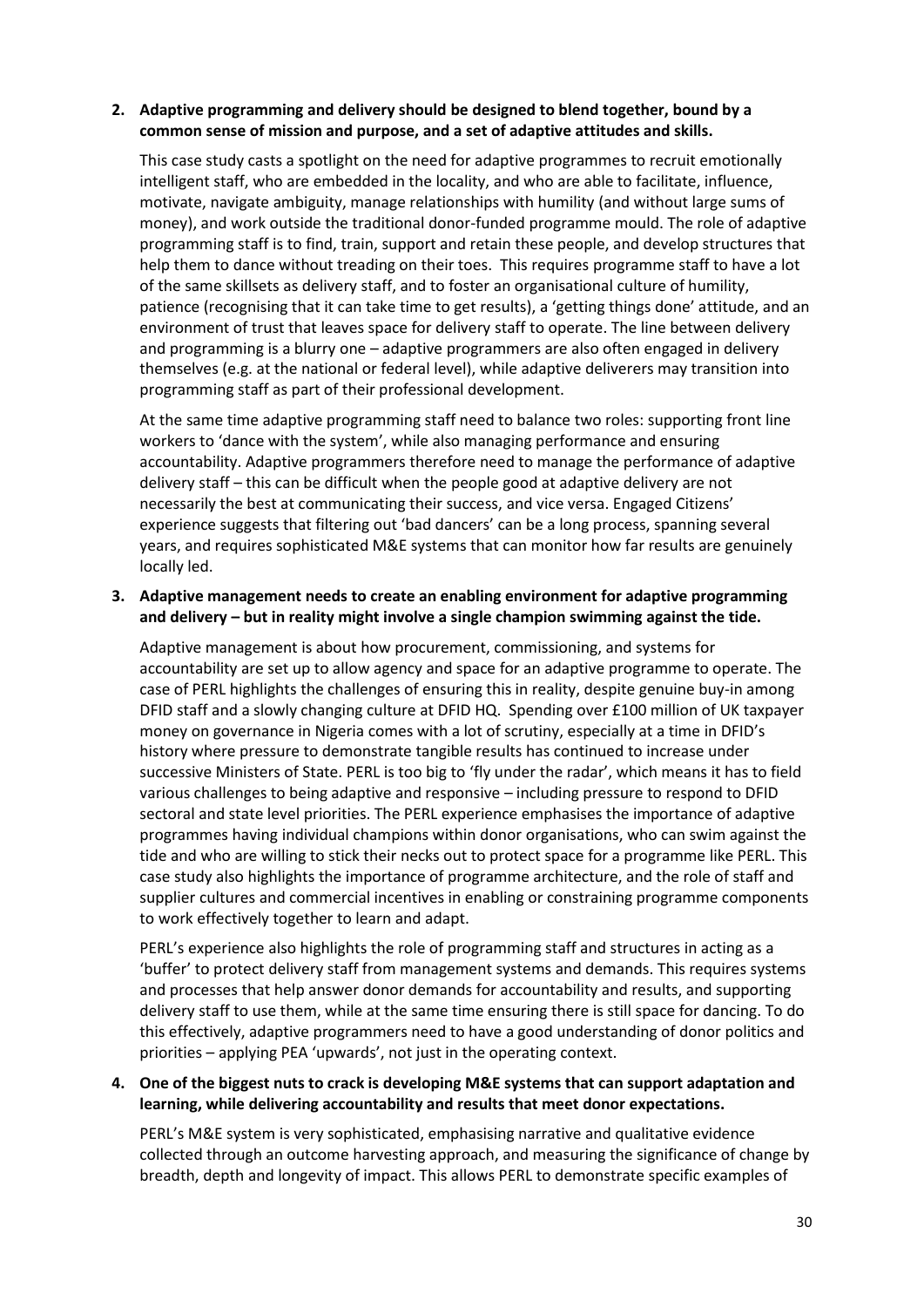2. **Adaptive programming and delivery should be designed to blend together, bound by a common sense of mission and purpose, and a set of adaptive attitudes and skills.**

   This case study casts a spotlight on the need for adaptive programmes to recruit emotionally intelligent staff, who are embedded in the locality, and who are able to facilitate, influence, motivate, navigate ambiguity, manage relationships with humility (and without large sums of money), and work outside the traditional donor-funded programme mould. The role of adaptive programming staff is to find, train, support and retain these people, and develop structures that help them to dance without treading on their toes. This requires programme staff to have a lot of the same skillsets as delivery staff, and to foster an organisational culture of humility, patience (recognising that it can take time to get results), a 'getting things done' attitude, and an environment of trust that leaves space for delivery staff to operate. The line between delivery and programming is a blurry one – adaptive programmers are also often engaged in delivery themselves (e.g. at the national or federal level), while adaptive deliverers may transition into programming staff as part of their professional development.

   At the same time adaptive programming staff need to balance two roles: supporting front line workers to 'dance with the system', while also managing performance and ensuring accountability. Adaptive programmers therefore need to manage the performance of adaptive delivery staff – this can be difficult when the people good at adaptive delivery are not necessarily the best at communicating their success, and vice versa. Engaged Citizens' experience suggests that filtering out 'bad dancers' can be a long process, spanning several years, and requires sophisticated M&E systems that can monitor how far results are genuinely locally led.

3. **Adaptive management needs to create an enabling environment for adaptive programming and delivery – but in reality might involve a single champion swimming against the tide.**

   Adaptive management is about how procurement, commissioning, and systems for accountability are set up to allow agency and space for an adaptive programme to operate. The case of PERL highlights the challenges of ensuring this in reality, despite genuine buy-in among DFID staff and a slowly changing culture at DFID HQ. Spending over £100 million of UK taxpayer money on governance in Nigeria comes with a lot of scrutiny, especially at a time in DFID's history where pressure to demonstrate tangible results has continued to increase under successive Ministers of State. PERL is too big to 'fly under the radar', which means it has to field various challenges to being adaptive and responsive – including pressure to respond to DFID sectoral and state level priorities. The PERL experience emphasises the importance of adaptive programmes having individual champions within donor organisations, who can swim against the tide and who are willing to stick their necks out to protect space for a programme like PERL. This case study also highlights the importance of programme architecture, and the role of staff and supplier cultures and commercial incentives in enabling or constraining programme components to work effectively together to learn and adapt.

   PERL's experience also highlights the role of programming staff and structures in acting as a 'buffer' to protect delivery staff from management systems and demands. This requires systems and processes that help answer donor demands for accountability and results, and supporting delivery staff to use them, while at the same time ensuring there is still space for dancing. To do this effectively, adaptive programmers need to have a good understanding of donor politics and priorities – applying PEA 'upwards', not just in the operating context.

4. **One of the biggest nuts to crack is developing M&E systems that can support adaptation and learning, while delivering accountability and results that meet donor expectations.**

   PERL's M&E system is very sophisticated, emphasising narrative and qualitative evidence collected through an outcome harvesting approach, and measuring the significance of change by breadth, depth and longevity of impact. This allows PERL to demonstrate specific examples of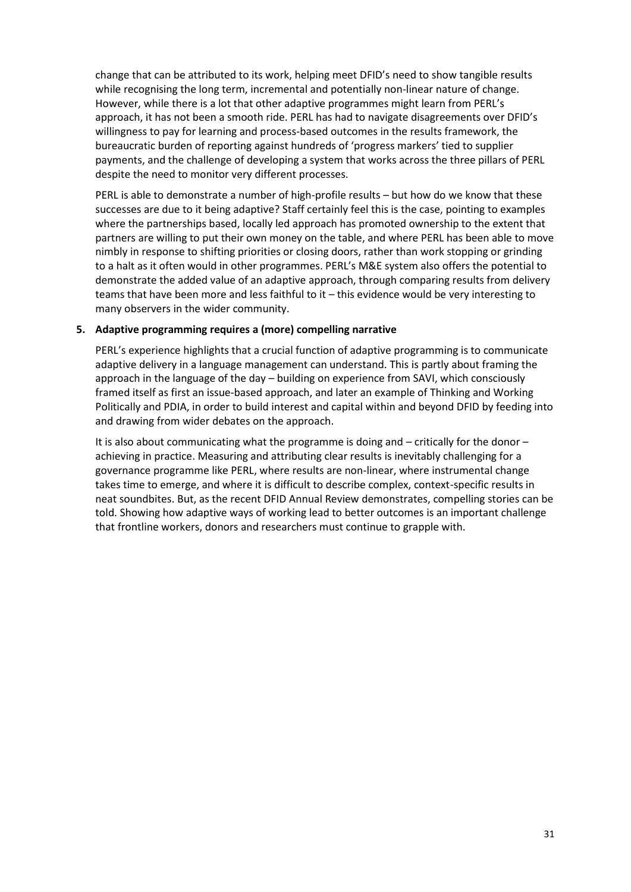change that can be attributed to its work, helping meet DFID's need to show tangible results while recognising the long term, incremental and potentially non-linear nature of change. However, while there is a lot that other adaptive programmes might learn from PERL's approach, it has not been a smooth ride. PERL has had to navigate disagreements over DFID's willingness to pay for learning and process-based outcomes in the results framework, the bureaucratic burden of reporting against hundreds of 'progress markers' tied to supplier payments, and the challenge of developing a system that works across the three pillars of PERL despite the need to monitor very different processes.

PERL is able to demonstrate a number of high-profile results – but how do we know that these successes are due to it being adaptive? Staff certainly feel this is the case, pointing to examples where the partnerships based, locally led approach has promoted ownership to the extent that partners are willing to put their own money on the table, and where PERL has been able to move nimbly in response to shifting priorities or closing doors, rather than work stopping or grinding to a halt as it often would in other programmes. PERL's M&E system also offers the potential to demonstrate the added value of an adaptive approach, through comparing results from delivery teams that have been more and less faithful to it – this evidence would be very interesting to many observers in the wider community.

**5. Adaptive programming requires a (more) compelling narrative**

PERL's experience highlights that a crucial function of adaptive programming is to communicate adaptive delivery in a language management can understand. This is partly about framing the approach in the language of the day – building on experience from SAVI, which consciously framed itself as first an issue-based approach, and later an example of Thinking and Working Politically and PDIA, in order to build interest and capital within and beyond DFID by feeding into and drawing from wider debates on the approach.

It is also about communicating what the programme is doing and – critically for the donor – achieving in practice. Measuring and attributing clear results is inevitably challenging for a governance programme like PERL, where results are non-linear, where instrumental change takes time to emerge, and where it is difficult to describe complex, context-specific results in neat soundbites. But, as the recent DFID Annual Review demonstrates, compelling stories can be told. Showing how adaptive ways of working lead to better outcomes is an important challenge that frontline workers, donors and researchers must continue to grapple with.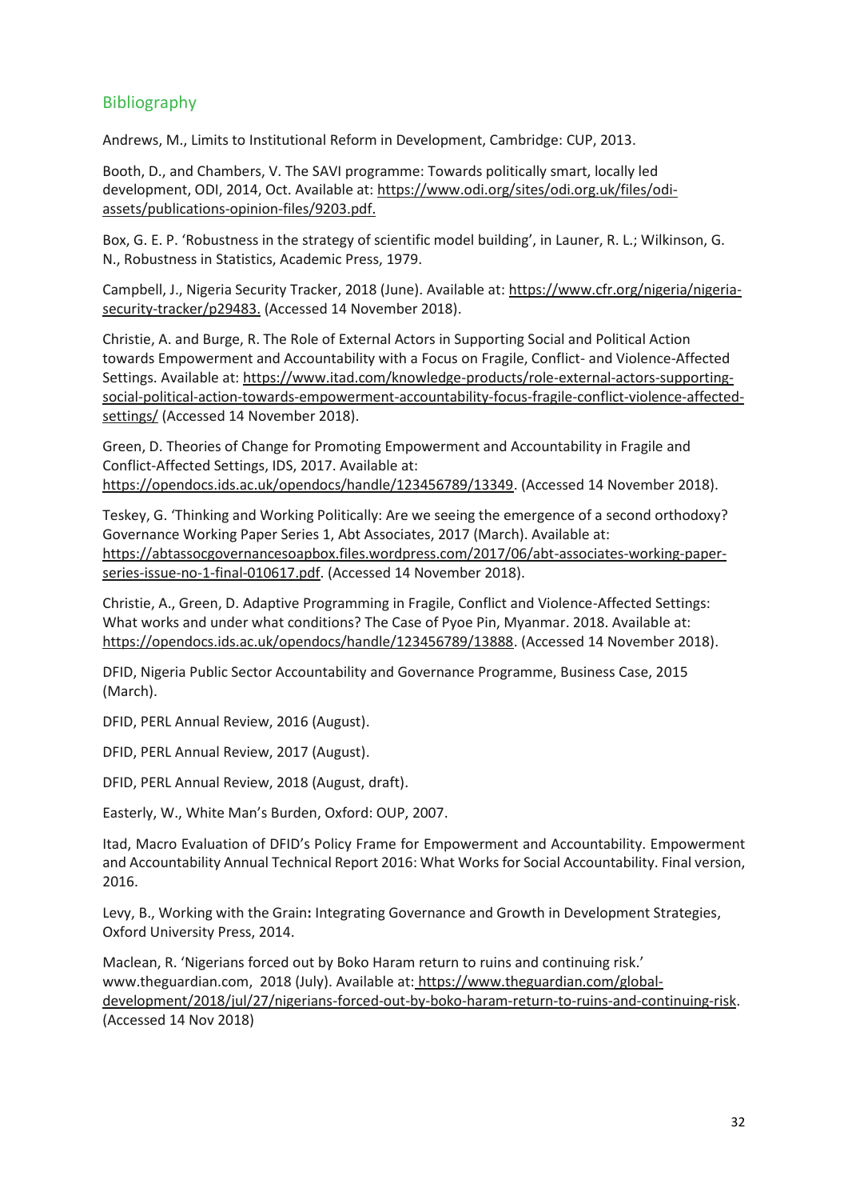## Bibliography

Andrews, M., Limits to Institutional Reform in Development, Cambridge: CUP, 2013.

Booth, D., and Chambers, V. The SAVI programme: Towards politically smart, locally led development, ODI, 2014, Oct. Available at: https://www.odi.org/sites/odi.org.uk/files/odi-assets/publications-opinion-files/9203.pdf.

Box, G. E. P. 'Robustness in the strategy of scientific model building', in Launer, R. L.; Wilkinson, G. N., Robustness in Statistics, Academic Press, 1979.

Campbell, J., Nigeria Security Tracker, 2018 (June). Available at: https://www.cfr.org/nigeria/nigeria-security-tracker/p29483. (Accessed 14 November 2018).

Christie, A. and Burge, R. The Role of External Actors in Supporting Social and Political Action towards Empowerment and Accountability with a Focus on Fragile, Conflict- and Violence-Affected Settings. Available at: https://www.itad.com/knowledge-products/role-external-actors-supporting-social-political-action-towards-empowerment-accountability-focus-fragile-conflict-violence-affected-settings/ (Accessed 14 November 2018).

Green, D. Theories of Change for Promoting Empowerment and Accountability in Fragile and Conflict-Affected Settings, IDS, 2017. Available at: https://opendocs.ids.ac.uk/opendocs/handle/123456789/13349. (Accessed 14 November 2018).

Teskey, G. 'Thinking and Working Politically: Are we seeing the emergence of a second orthodoxy? Governance Working Paper Series 1, Abt Associates, 2017 (March). Available at: https://abtassocgovernancesoapbox.files.wordpress.com/2017/06/abt-associates-working-paper-series-issue-no-1-final-010617.pdf. (Accessed 14 November 2018).

Christie, A., Green, D. Adaptive Programming in Fragile, Conflict and Violence-Affected Settings: What works and under what conditions? The Case of Pyoe Pin, Myanmar. 2018. Available at: https://opendocs.ids.ac.uk/opendocs/handle/123456789/13888. (Accessed 14 November 2018).

DFID, Nigeria Public Sector Accountability and Governance Programme, Business Case, 2015 (March).

DFID, PERL Annual Review, 2016 (August).

DFID, PERL Annual Review, 2017 (August).

DFID, PERL Annual Review, 2018 (August, draft).

Easterly, W., White Man's Burden, Oxford: OUP, 2007.

Itad, Macro Evaluation of DFID's Policy Frame for Empowerment and Accountability. Empowerment and Accountability Annual Technical Report 2016: What Works for Social Accountability. Final version, 2016.

Levy, B., Working with the Grain**:** Integrating Governance and Growth in Development Strategies, Oxford University Press, 2014.

Maclean, R. 'Nigerians forced out by Boko Haram return to ruins and continuing risk.' www.theguardian.com, 2018 (July). Available at: https://www.theguardian.com/global-development/2018/jul/27/nigerians-forced-out-by-boko-haram-return-to-ruins-and-continuing-risk. (Accessed 14 Nov 2018)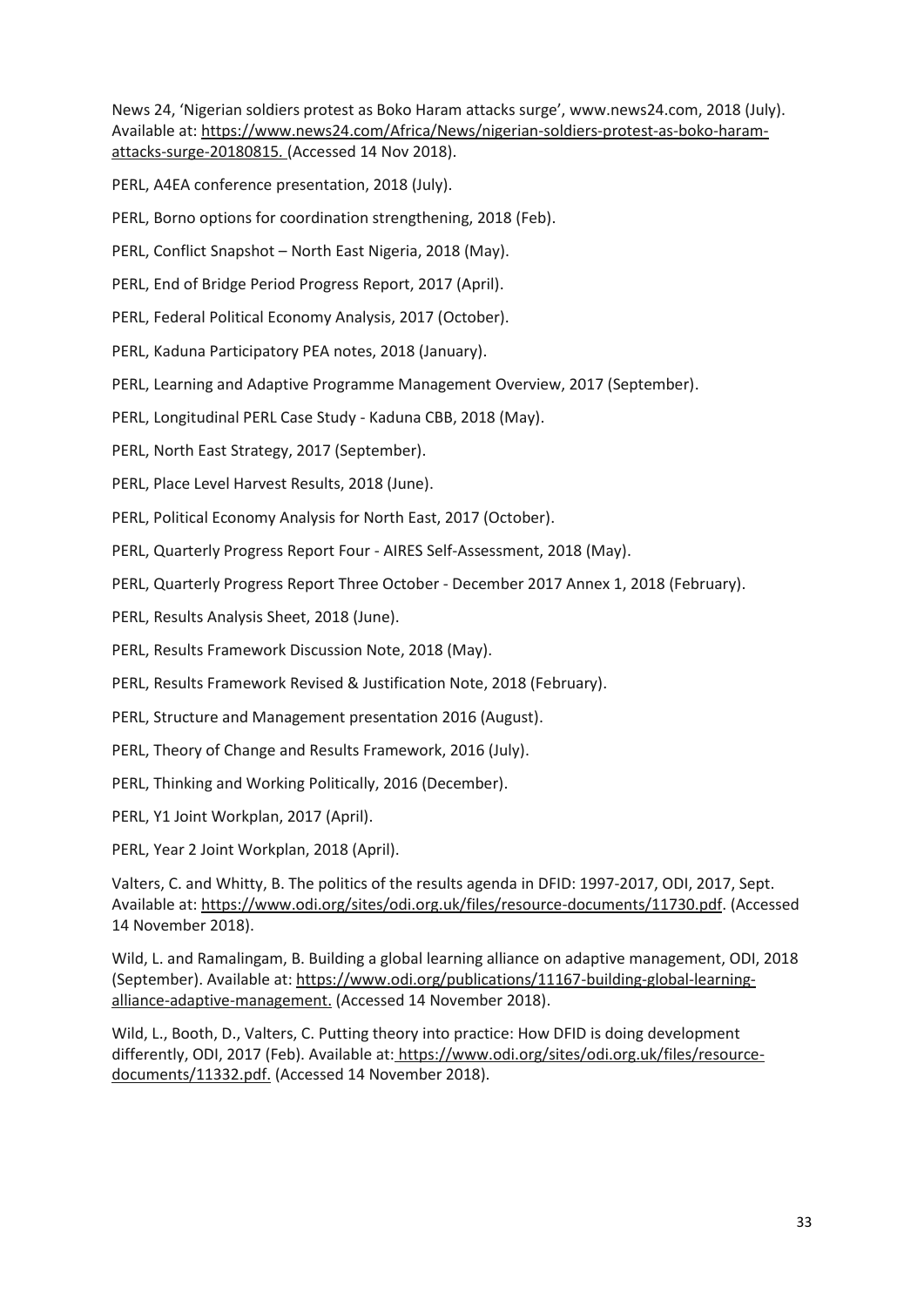News 24, 'Nigerian soldiers protest as Boko Haram attacks surge', www.news24.com, 2018 (July). Available at: https://www.news24.com/Africa/News/nigerian-soldiers-protest-as-boko-haram-attacks-surge-20180815. (Accessed 14 Nov 2018).

PERL, A4EA conference presentation, 2018 (July).

PERL, Borno options for coordination strengthening, 2018 (Feb).

PERL, Conflict Snapshot – North East Nigeria, 2018 (May).

PERL, End of Bridge Period Progress Report, 2017 (April).

PERL, Federal Political Economy Analysis, 2017 (October).

PERL, Kaduna Participatory PEA notes, 2018 (January).

PERL, Learning and Adaptive Programme Management Overview, 2017 (September).

PERL, Longitudinal PERL Case Study - Kaduna CBB, 2018 (May).

PERL, North East Strategy, 2017 (September).

PERL, Place Level Harvest Results, 2018 (June).

PERL, Political Economy Analysis for North East, 2017 (October).

PERL, Quarterly Progress Report Four - AIRES Self-Assessment, 2018 (May).

PERL, Quarterly Progress Report Three October - December 2017 Annex 1, 2018 (February).

PERL, Results Analysis Sheet, 2018 (June).

PERL, Results Framework Discussion Note, 2018 (May).

PERL, Results Framework Revised & Justification Note, 2018 (February).

PERL, Structure and Management presentation 2016 (August).

PERL, Theory of Change and Results Framework, 2016 (July).

PERL, Thinking and Working Politically, 2016 (December).

PERL, Y1 Joint Workplan, 2017 (April).

PERL, Year 2 Joint Workplan, 2018 (April).

Valters, C. and Whitty, B. The politics of the results agenda in DFID: 1997-2017, ODI, 2017, Sept. Available at: https://www.odi.org/sites/odi.org.uk/files/resource-documents/11730.pdf. (Accessed 14 November 2018).

Wild, L. and Ramalingam, B. Building a global learning alliance on adaptive management, ODI, 2018 (September). Available at: https://www.odi.org/publications/11167-building-global-learning-alliance-adaptive-management. (Accessed 14 November 2018).

Wild, L., Booth, D., Valters, C. Putting theory into practice: How DFID is doing development differently, ODI, 2017 (Feb). Available at: https://www.odi.org/sites/odi.org.uk/files/resource-documents/11332.pdf. (Accessed 14 November 2018).